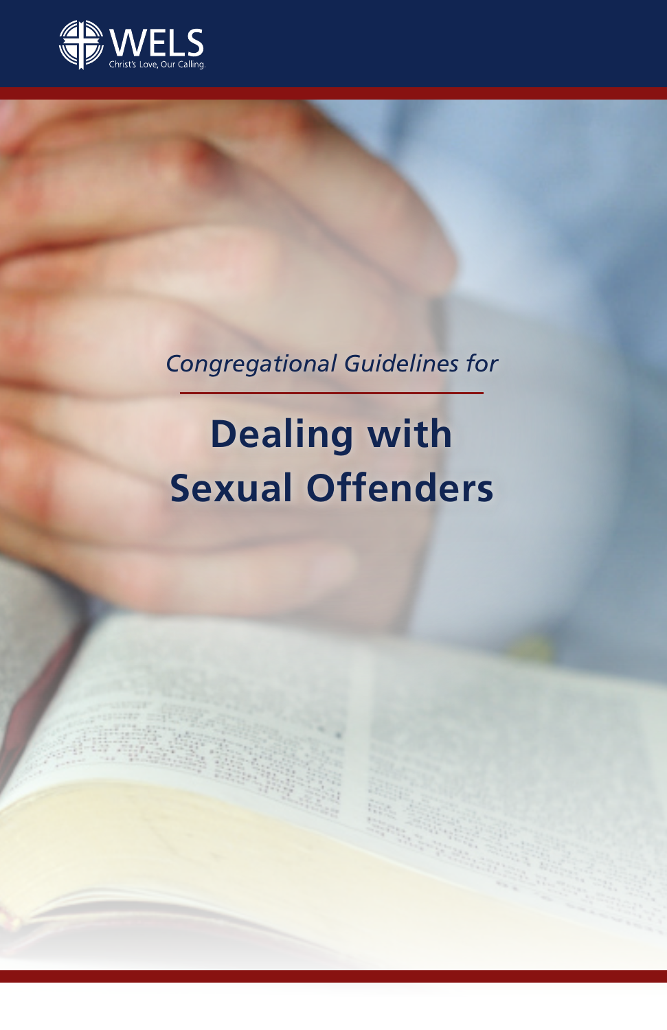WELS

Christ's Love, Our Calling.

*Congregational Guidelines for*

# Dealing with Sexual Offenders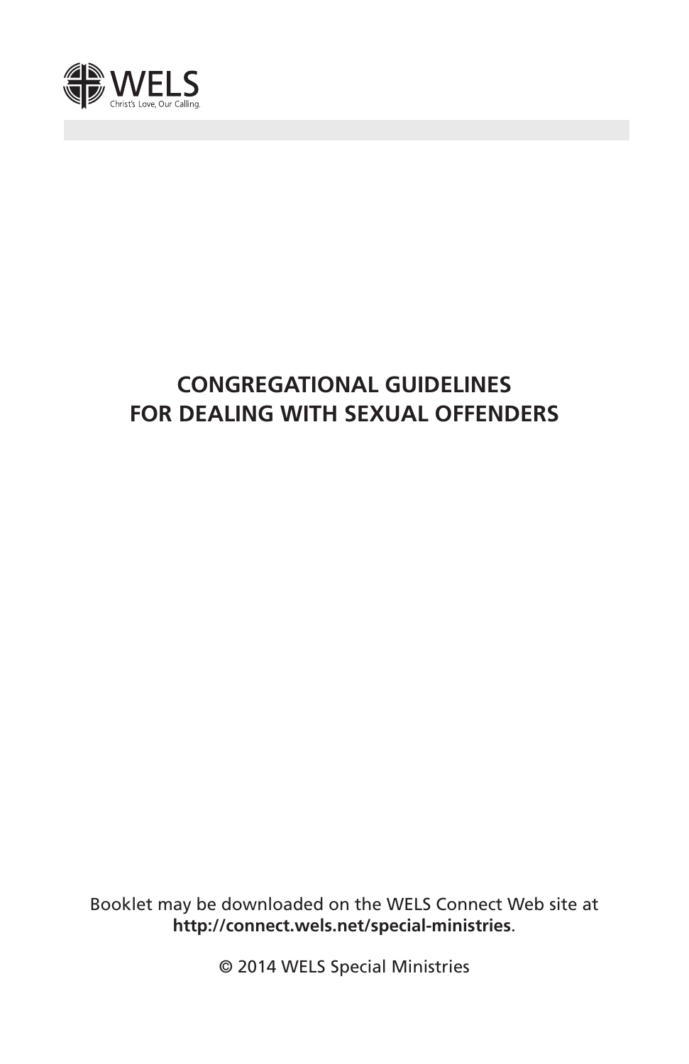WELS

Christ's Love, Our Calling.

# CONGREGATIONAL GUIDELINES FOR DEALING WITH SEXUAL OFFENDERS

Booklet may be downloaded on the WELS Connect Web site at **http://connect.wels.net/special-ministries**.

© 2014 WELS Special Ministries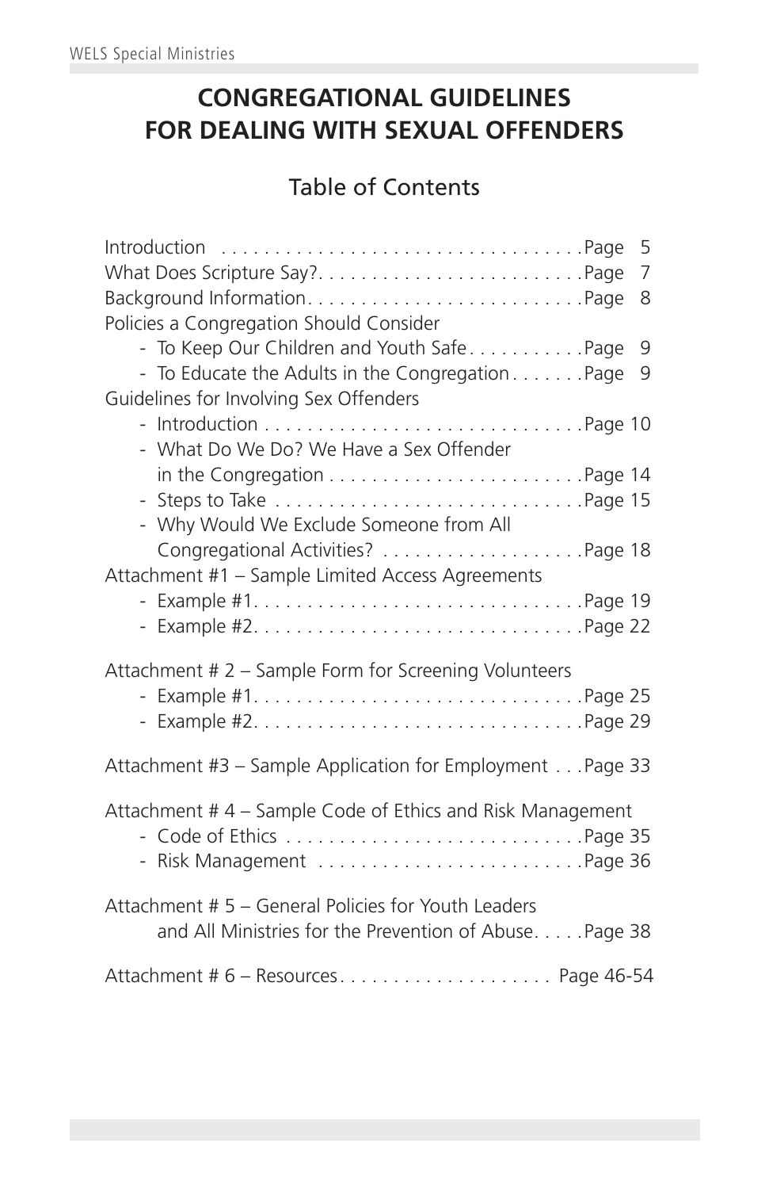# CONGREGATIONAL GUIDELINES FOR DEALING WITH SEXUAL OFFENDERS

## Table of Contents

Introduction . . . . . . . . . . . . . . . . . . . . . . . . . . . . . . . . . .Page 5

What Does Scripture Say?. . . . . . . . . . . . . . . . . . . . . . . . .Page 7

Background Information. . . . . . . . . . . . . . . . . . . . . . . . . .Page 8

Policies a Congregation Should Consider

- To Keep Our Children and Youth Safe. . . . . . . . . . .Page 9
- To Educate the Adults in the Congregation . . . . . . .Page 9

Guidelines for Involving Sex Offenders

- Introduction . . . . . . . . . . . . . . . . . . . . . . . . . . . . .Page 10
- What Do We Do? We Have a Sex Offender in the Congregation . . . . . . . . . . . . . . . . . . . . . . . .Page 14
- Steps to Take . . . . . . . . . . . . . . . . . . . . . . . . . . . .Page 15
- Why Would We Exclude Someone from All Congregational Activities? . . . . . . . . . . . . . . . . . . .Page 18

Attachment #1 – Sample Limited Access Agreements

- Example #1. . . . . . . . . . . . . . . . . . . . . . . . . . . . . .Page 19
- Example #2. . . . . . . . . . . . . . . . . . . . . . . . . . . . . .Page 22

Attachment # 2 – Sample Form for Screening Volunteers

- Example #1. . . . . . . . . . . . . . . . . . . . . . . . . . . . . .Page 25
- Example #2. . . . . . . . . . . . . . . . . . . . . . . . . . . . . .Page 29

Attachment #3 – Sample Application for Employment . . .Page 33

Attachment # 4 – Sample Code of Ethics and Risk Management

- Code of Ethics . . . . . . . . . . . . . . . . . . . . . . . . . . .Page 35
- Risk Management . . . . . . . . . . . . . . . . . . . . . . . .Page 36

Attachment # 5 – General Policies for Youth Leaders and All Ministries for the Prevention of Abuse. . . . .Page 38

Attachment # 6 – Resources. . . . . . . . . . . . . . . . . . . . Page 46-54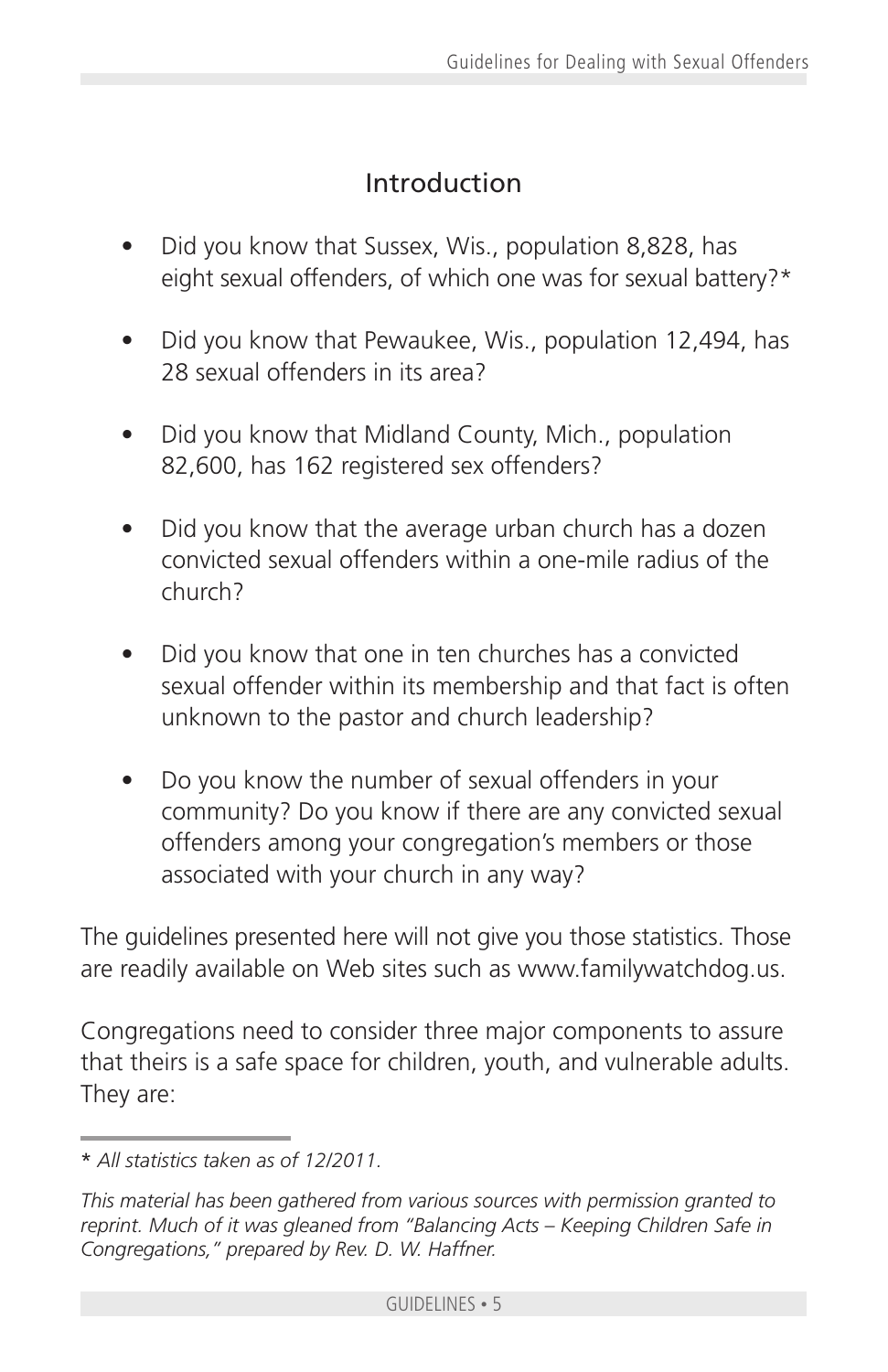## Introduction

- Did you know that Sussex, Wis., population 8,828, has eight sexual offenders, of which one was for sexual battery?*
- Did you know that Pewaukee, Wis., population 12,494, has 28 sexual offenders in its area?
- Did you know that Midland County, Mich., population 82,600, has 162 registered sex offenders?
- Did you know that the average urban church has a dozen convicted sexual offenders within a one-mile radius of the church?
- Did you know that one in ten churches has a convicted sexual offender within its membership and that fact is often unknown to the pastor and church leadership?
- Do you know the number of sexual offenders in your community? Do you know if there are any convicted sexual offenders among your congregation's members or those associated with your church in any way?

The guidelines presented here will not give you those statistics. Those are readily available on Web sites such as www.familywatchdog.us.

Congregations need to consider three major components to assure that theirs is a safe space for children, youth, and vulnerable adults. They are:

---

* *All statistics taken as of 12/2011.*

*This material has been gathered from various sources with permission granted to reprint. Much of it was gleaned from "Balancing Acts – Keeping Children Safe in Congregations," prepared by Rev. D. W. Haffner.*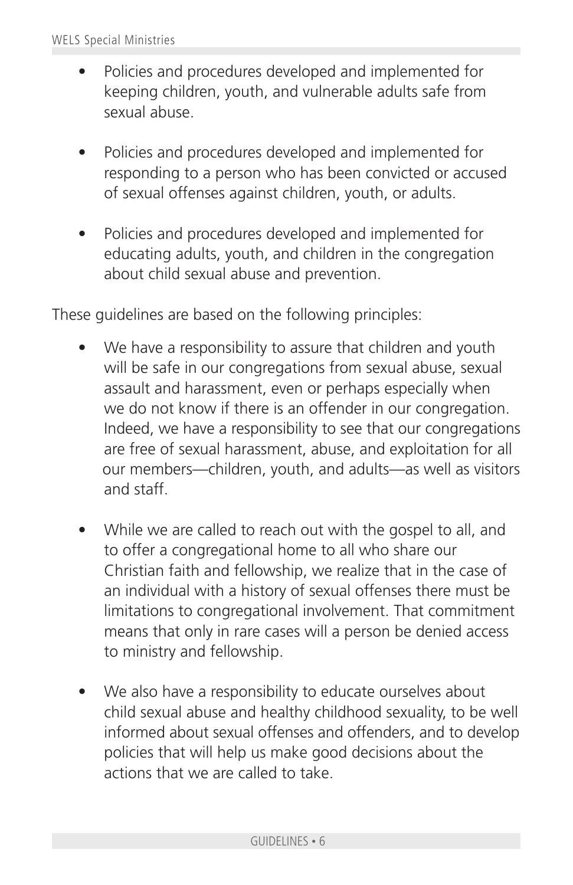- Policies and procedures developed and implemented for keeping children, youth, and vulnerable adults safe from sexual abuse.

- Policies and procedures developed and implemented for responding to a person who has been convicted or accused of sexual offenses against children, youth, or adults.

- Policies and procedures developed and implemented for educating adults, youth, and children in the congregation about child sexual abuse and prevention.

These guidelines are based on the following principles:

- We have a responsibility to assure that children and youth will be safe in our congregations from sexual abuse, sexual assault and harassment, even or perhaps especially when we do not know if there is an offender in our congregation. Indeed, we have a responsibility to see that our congregations are free of sexual harassment, abuse, and exploitation for all our members—children, youth, and adults—as well as visitors and staff.

- While we are called to reach out with the gospel to all, and to offer a congregational home to all who share our Christian faith and fellowship, we realize that in the case of an individual with a history of sexual offenses there must be limitations to congregational involvement. That commitment means that only in rare cases will a person be denied access to ministry and fellowship.

- We also have a responsibility to educate ourselves about child sexual abuse and healthy childhood sexuality, to be well informed about sexual offenses and offenders, and to develop policies that will help us make good decisions about the actions that we are called to take.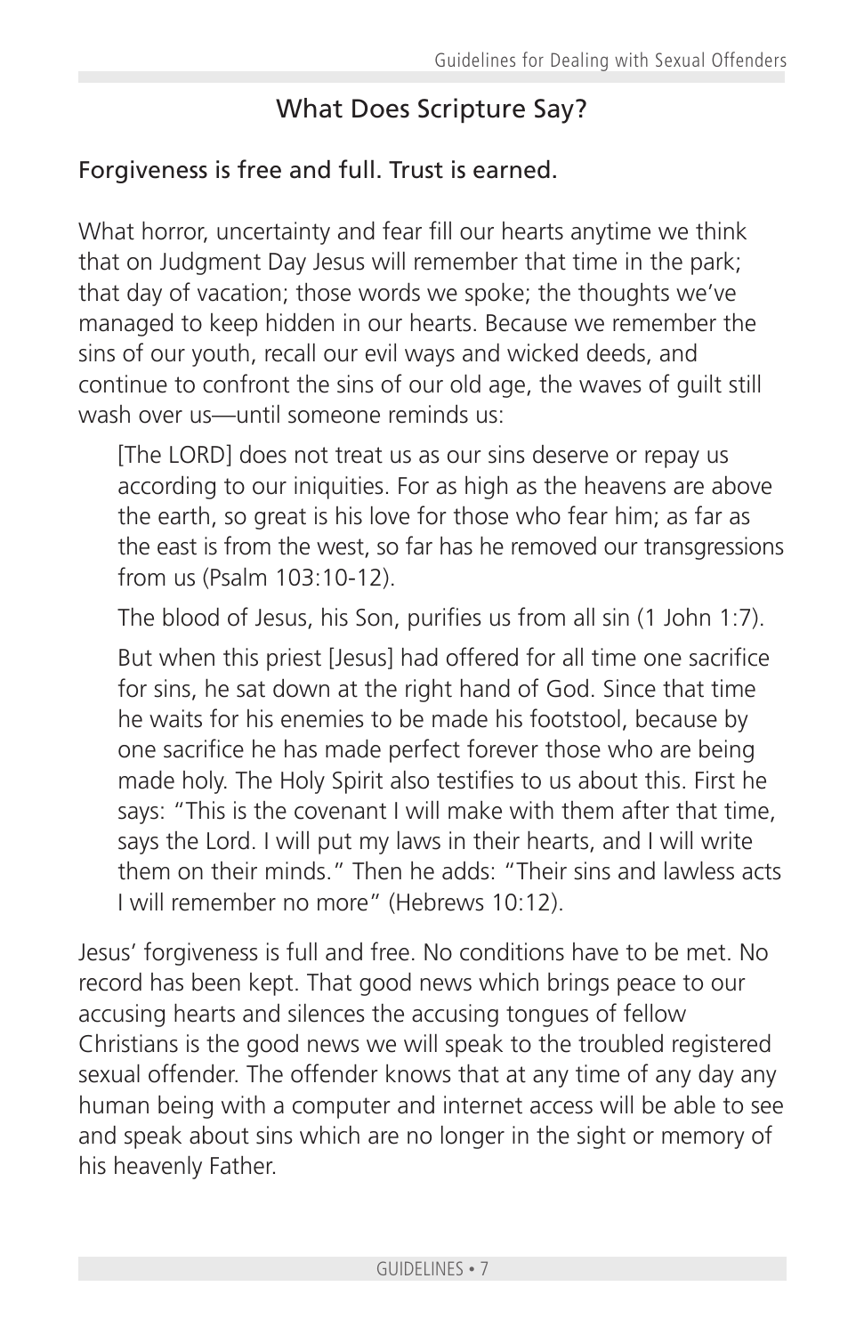## What Does Scripture Say?

### Forgiveness is free and full. Trust is earned.

What horror, uncertainty and fear fill our hearts anytime we think that on Judgment Day Jesus will remember that time in the park; that day of vacation; those words we spoke; the thoughts we've managed to keep hidden in our hearts. Because we remember the sins of our youth, recall our evil ways and wicked deeds, and continue to confront the sins of our old age, the waves of guilt still wash over us—until someone reminds us:

> [The LORD] does not treat us as our sins deserve or repay us according to our iniquities. For as high as the heavens are above the earth, so great is his love for those who fear him; as far as the east is from the west, so far has he removed our transgressions from us (Psalm 103:10-12).
>
> The blood of Jesus, his Son, purifies us from all sin (1 John 1:7).
>
> But when this priest [Jesus] had offered for all time one sacrifice for sins, he sat down at the right hand of God. Since that time he waits for his enemies to be made his footstool, because by one sacrifice he has made perfect forever those who are being made holy. The Holy Spirit also testifies to us about this. First he says: "This is the covenant I will make with them after that time, says the Lord. I will put my laws in their hearts, and I will write them on their minds." Then he adds: "Their sins and lawless acts I will remember no more" (Hebrews 10:12).

Jesus' forgiveness is full and free. No conditions have to be met. No record has been kept. That good news which brings peace to our accusing hearts and silences the accusing tongues of fellow Christians is the good news we will speak to the troubled registered sexual offender. The offender knows that at any time of any day any human being with a computer and internet access will be able to see and speak about sins which are no longer in the sight or memory of his heavenly Father.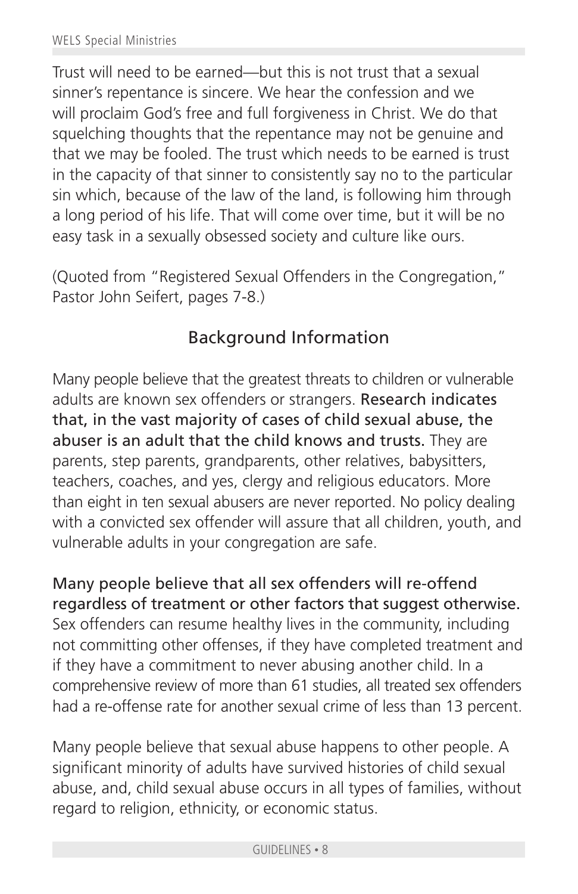Trust will need to be earned—but this is not trust that a sexual sinner's repentance is sincere. We hear the confession and we will proclaim God's free and full forgiveness in Christ. We do that squelching thoughts that the repentance may not be genuine and that we may be fooled. The trust which needs to be earned is trust in the capacity of that sinner to consistently say no to the particular sin which, because of the law of the land, is following him through a long period of his life. That will come over time, but it will be no easy task in a sexually obsessed society and culture like ours.

(Quoted from "Registered Sexual Offenders in the Congregation," Pastor John Seifert, pages 7-8.)

## Background Information

Many people believe that the greatest threats to children or vulnerable adults are known sex offenders or strangers. **Research indicates that, in the vast majority of cases of child sexual abuse, the abuser is an adult that the child knows and trusts.** They are parents, step parents, grandparents, other relatives, babysitters, teachers, coaches, and yes, clergy and religious educators. More than eight in ten sexual abusers are never reported. No policy dealing with a convicted sex offender will assure that all children, youth, and vulnerable adults in your congregation are safe.

**Many people believe that all sex offenders will re-offend regardless of treatment or other factors that suggest otherwise.** Sex offenders can resume healthy lives in the community, including not committing other offenses, if they have completed treatment and if they have a commitment to never abusing another child. In a comprehensive review of more than 61 studies, all treated sex offenders had a re-offense rate for another sexual crime of less than 13 percent.

Many people believe that sexual abuse happens to other people. A significant minority of adults have survived histories of child sexual abuse, and, child sexual abuse occurs in all types of families, without regard to religion, ethnicity, or economic status.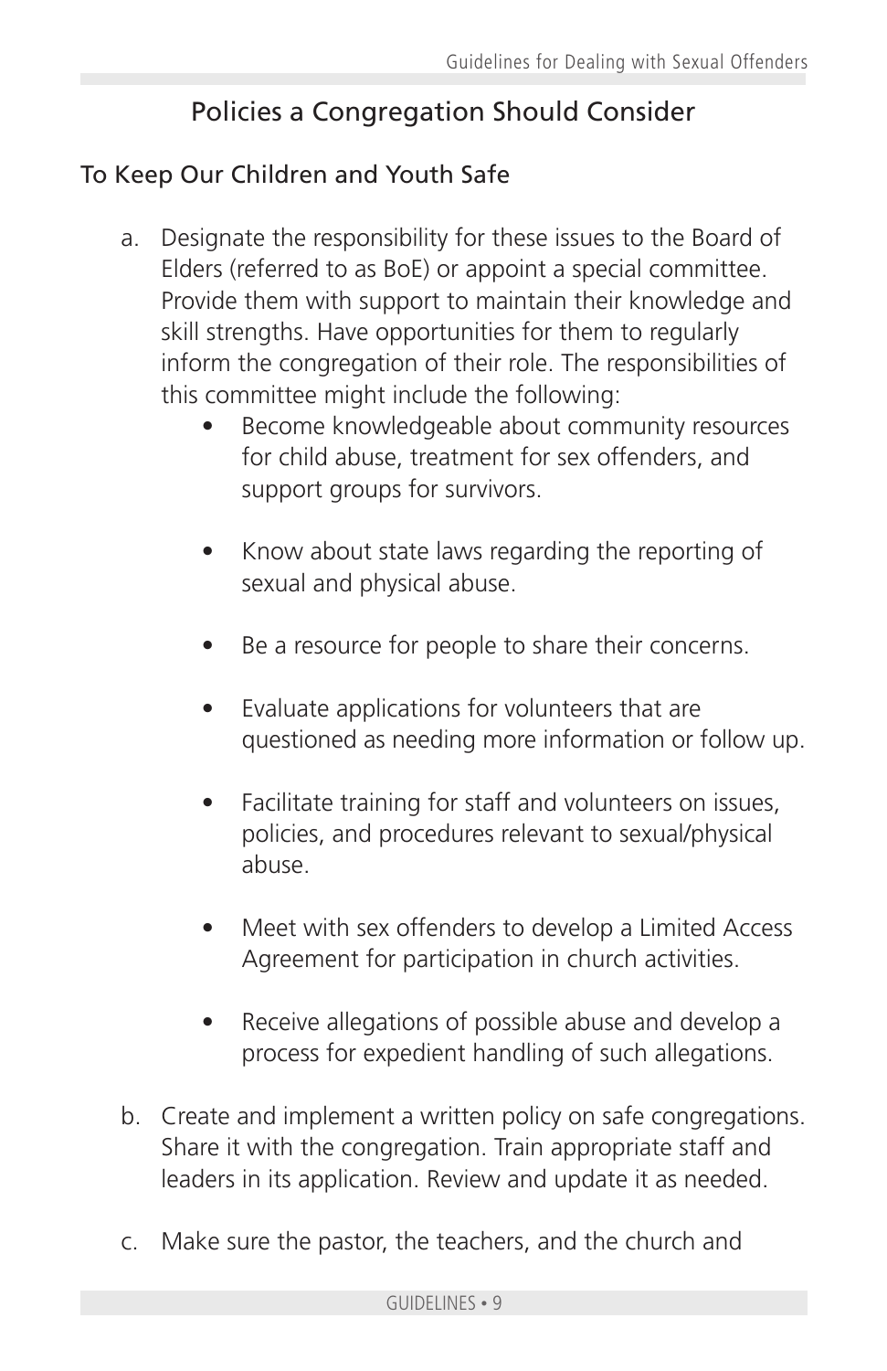## Policies a Congregation Should Consider

### To Keep Our Children and Youth Safe

a. Designate the responsibility for these issues to the Board of Elders (referred to as BoE) or appoint a special committee. Provide them with support to maintain their knowledge and skill strengths. Have opportunities for them to regularly inform the congregation of their role. The responsibilities of this committee might include the following:

    - Become knowledgeable about community resources for child abuse, treatment for sex offenders, and support groups for survivors.
    - Know about state laws regarding the reporting of sexual and physical abuse.
    - Be a resource for people to share their concerns.
    - Evaluate applications for volunteers that are questioned as needing more information or follow up.
    - Facilitate training for staff and volunteers on issues, policies, and procedures relevant to sexual/physical abuse.
    - Meet with sex offenders to develop a Limited Access Agreement for participation in church activities.
    - Receive allegations of possible abuse and develop a process for expedient handling of such allegations.

b. Create and implement a written policy on safe congregations. Share it with the congregation. Train appropriate staff and leaders in its application. Review and update it as needed.

c. Make sure the pastor, the teachers, and the church and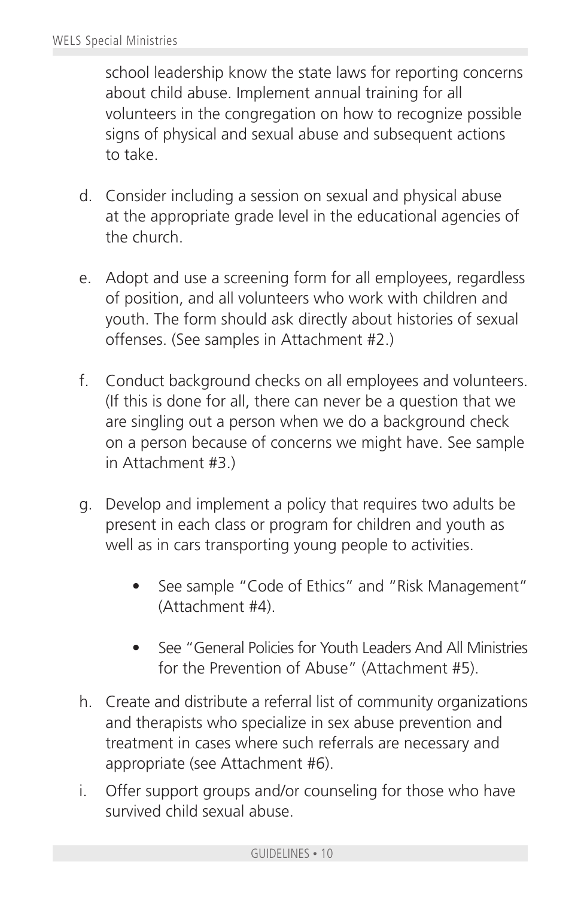school leadership know the state laws for reporting concerns about child abuse. Implement annual training for all volunteers in the congregation on how to recognize possible signs of physical and sexual abuse and subsequent actions to take.

d. Consider including a session on sexual and physical abuse at the appropriate grade level in the educational agencies of the church.

e. Adopt and use a screening form for all employees, regardless of position, and all volunteers who work with children and youth. The form should ask directly about histories of sexual offenses. (See samples in Attachment #2.)

f. Conduct background checks on all employees and volunteers. (If this is done for all, there can never be a question that we are singling out a person when we do a background check on a person because of concerns we might have. See sample in Attachment #3.)

g. Develop and implement a policy that requires two adults be present in each class or program for children and youth as well as in cars transporting young people to activities.

    - See sample "Code of Ethics" and "Risk Management" (Attachment #4).
    - See "General Policies for Youth Leaders And All Ministries for the Prevention of Abuse" (Attachment #5).

h. Create and distribute a referral list of community organizations and therapists who specialize in sex abuse prevention and treatment in cases where such referrals are necessary and appropriate (see Attachment #6).

i. Offer support groups and/or counseling for those who have survived child sexual abuse.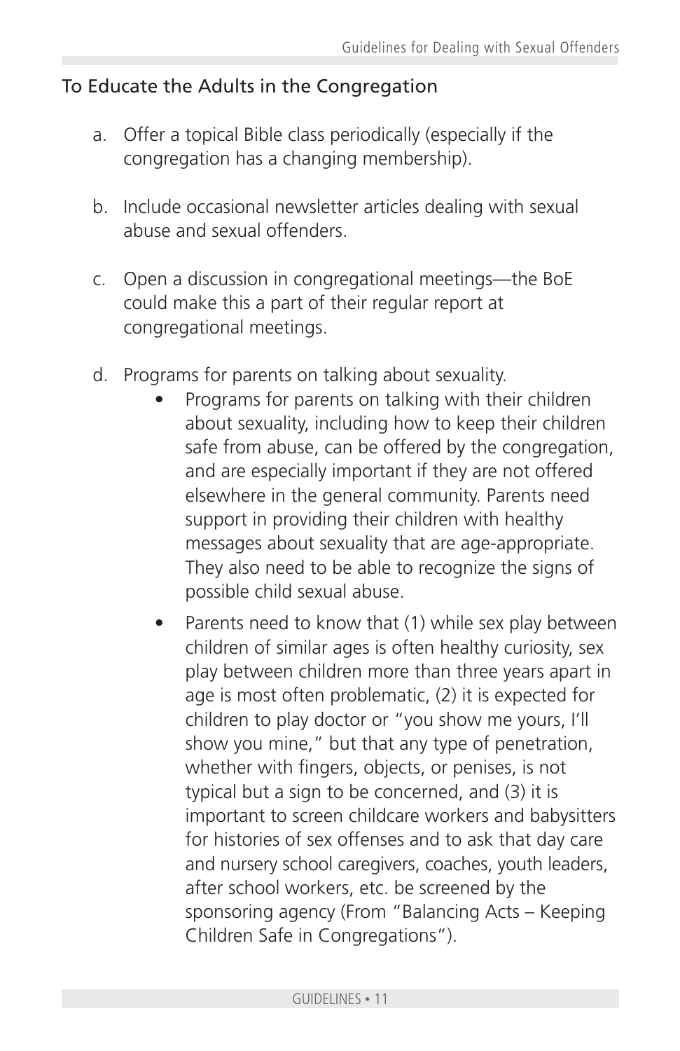## To Educate the Adults in the Congregation

a. Offer a topical Bible class periodically (especially if the congregation has a changing membership).

b. Include occasional newsletter articles dealing with sexual abuse and sexual offenders.

c. Open a discussion in congregational meetings—the BoE could make this a part of their regular report at congregational meetings.

d. Programs for parents on talking about sexuality.

- Programs for parents on talking with their children about sexuality, including how to keep their children safe from abuse, can be offered by the congregation, and are especially important if they are not offered elsewhere in the general community. Parents need support in providing their children with healthy messages about sexuality that are age-appropriate. They also need to be able to recognize the signs of possible child sexual abuse.
- Parents need to know that (1) while sex play between children of similar ages is often healthy curiosity, sex play between children more than three years apart in age is most often problematic, (2) it is expected for children to play doctor or "you show me yours, I'll show you mine," but that any type of penetration, whether with fingers, objects, or penises, is not typical but a sign to be concerned, and (3) it is important to screen childcare workers and babysitters for histories of sex offenses and to ask that day care and nursery school caregivers, coaches, youth leaders, after school workers, etc. be screened by the sponsoring agency (From "Balancing Acts – Keeping Children Safe in Congregations").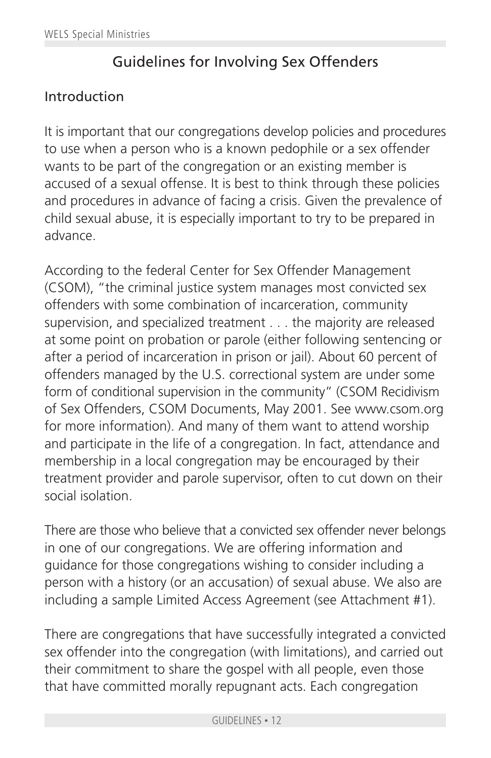## Guidelines for Involving Sex Offenders

### Introduction

It is important that our congregations develop policies and procedures to use when a person who is a known pedophile or a sex offender wants to be part of the congregation or an existing member is accused of a sexual offense. It is best to think through these policies and procedures in advance of facing a crisis. Given the prevalence of child sexual abuse, it is especially important to try to be prepared in advance.

According to the federal Center for Sex Offender Management (CSOM), "the criminal justice system manages most convicted sex offenders with some combination of incarceration, community supervision, and specialized treatment . . . the majority are released at some point on probation or parole (either following sentencing or after a period of incarceration in prison or jail). About 60 percent of offenders managed by the U.S. correctional system are under some form of conditional supervision in the community" (CSOM Recidivism of Sex Offenders, CSOM Documents, May 2001. See www.csom.org for more information). And many of them want to attend worship and participate in the life of a congregation. In fact, attendance and membership in a local congregation may be encouraged by their treatment provider and parole supervisor, often to cut down on their social isolation.

There are those who believe that a convicted sex offender never belongs in one of our congregations. We are offering information and guidance for those congregations wishing to consider including a person with a history (or an accusation) of sexual abuse. We also are including a sample Limited Access Agreement (see Attachment #1).

There are congregations that have successfully integrated a convicted sex offender into the congregation (with limitations), and carried out their commitment to share the gospel with all people, even those that have committed morally repugnant acts. Each congregation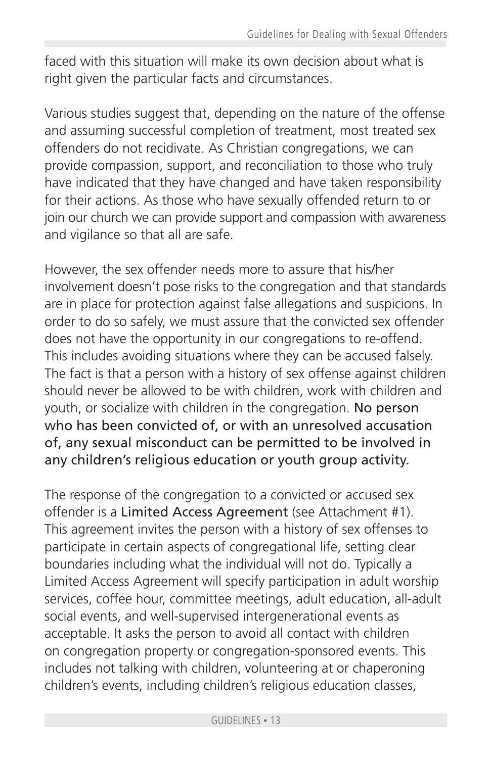faced with this situation will make its own decision about what is right given the particular facts and circumstances.

Various studies suggest that, depending on the nature of the offense and assuming successful completion of treatment, most treated sex offenders do not recidivate. As Christian congregations, we can provide compassion, support, and reconciliation to those who truly have indicated that they have changed and have taken responsibility for their actions. As those who have sexually offended return to or join our church we can provide support and compassion with awareness and vigilance so that all are safe.

However, the sex offender needs more to assure that his/her involvement doesn't pose risks to the congregation and that standards are in place for protection against false allegations and suspicions. In order to do so safely, we must assure that the convicted sex offender does not have the opportunity in our congregations to re-offend. This includes avoiding situations where they can be accused falsely. The fact is that a person with a history of sex offense against children should never be allowed to be with children, work with children and youth, or socialize with children in the congregation. **No person who has been convicted of, or with an unresolved accusation of, any sexual misconduct can be permitted to be involved in any children's religious education or youth group activity.**

The response of the congregation to a convicted or accused sex offender is a **Limited Access Agreement** (see Attachment #1). This agreement invites the person with a history of sex offenses to participate in certain aspects of congregational life, setting clear boundaries including what the individual will not do. Typically a Limited Access Agreement will specify participation in adult worship services, coffee hour, committee meetings, adult education, all-adult social events, and well-supervised intergenerational events as acceptable. It asks the person to avoid all contact with children on congregation property or congregation-sponsored events. This includes not talking with children, volunteering at or chaperoning children's events, including children's religious education classes,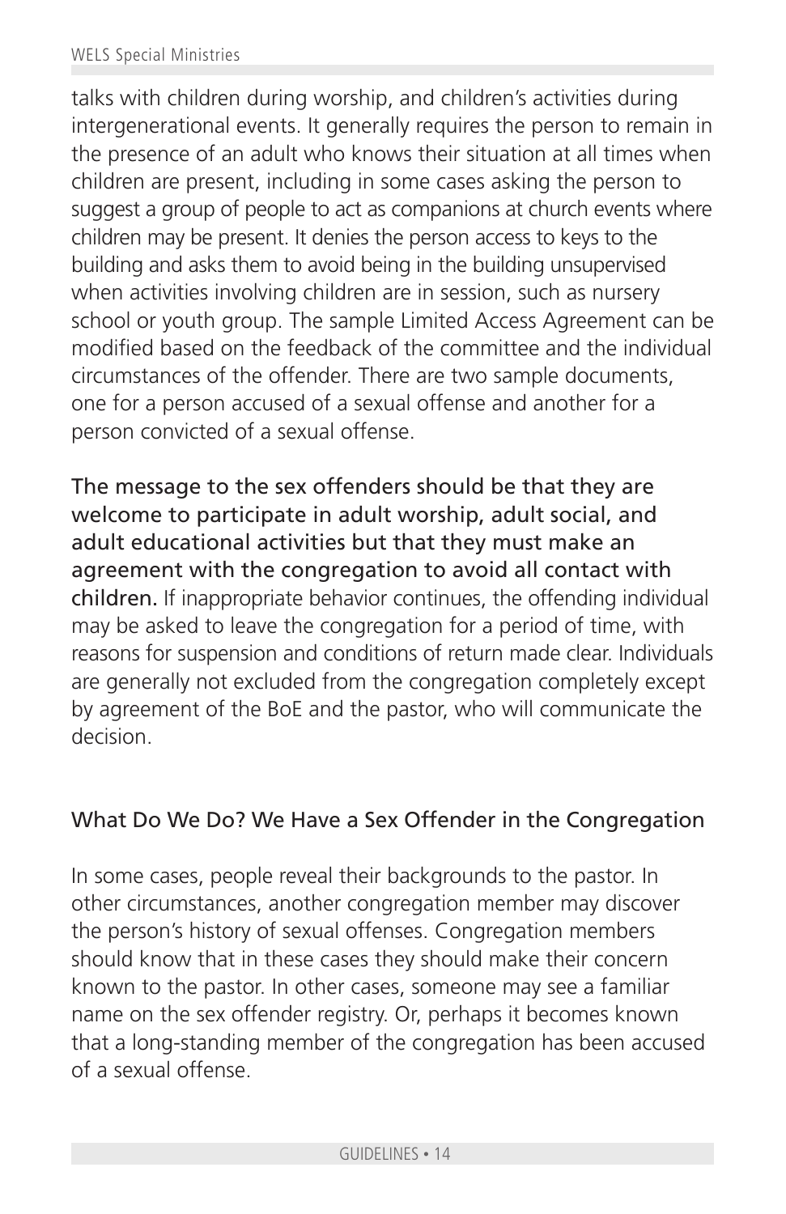talks with children during worship, and children's activities during intergenerational events. It generally requires the person to remain in the presence of an adult who knows their situation at all times when children are present, including in some cases asking the person to suggest a group of people to act as companions at church events where children may be present. It denies the person access to keys to the building and asks them to avoid being in the building unsupervised when activities involving children are in session, such as nursery school or youth group. The sample Limited Access Agreement can be modified based on the feedback of the committee and the individual circumstances of the offender. There are two sample documents, one for a person accused of a sexual offense and another for a person convicted of a sexual offense.

**The message to the sex offenders should be that they are welcome to participate in adult worship, adult social, and adult educational activities but that they must make an agreement with the congregation to avoid all contact with children.** If inappropriate behavior continues, the offending individual may be asked to leave the congregation for a period of time, with reasons for suspension and conditions of return made clear. Individuals are generally not excluded from the congregation completely except by agreement of the BoE and the pastor, who will communicate the decision.

## What Do We Do? We Have a Sex Offender in the Congregation

In some cases, people reveal their backgrounds to the pastor. In other circumstances, another congregation member may discover the person's history of sexual offenses. Congregation members should know that in these cases they should make their concern known to the pastor. In other cases, someone may see a familiar name on the sex offender registry. Or, perhaps it becomes known that a long-standing member of the congregation has been accused of a sexual offense.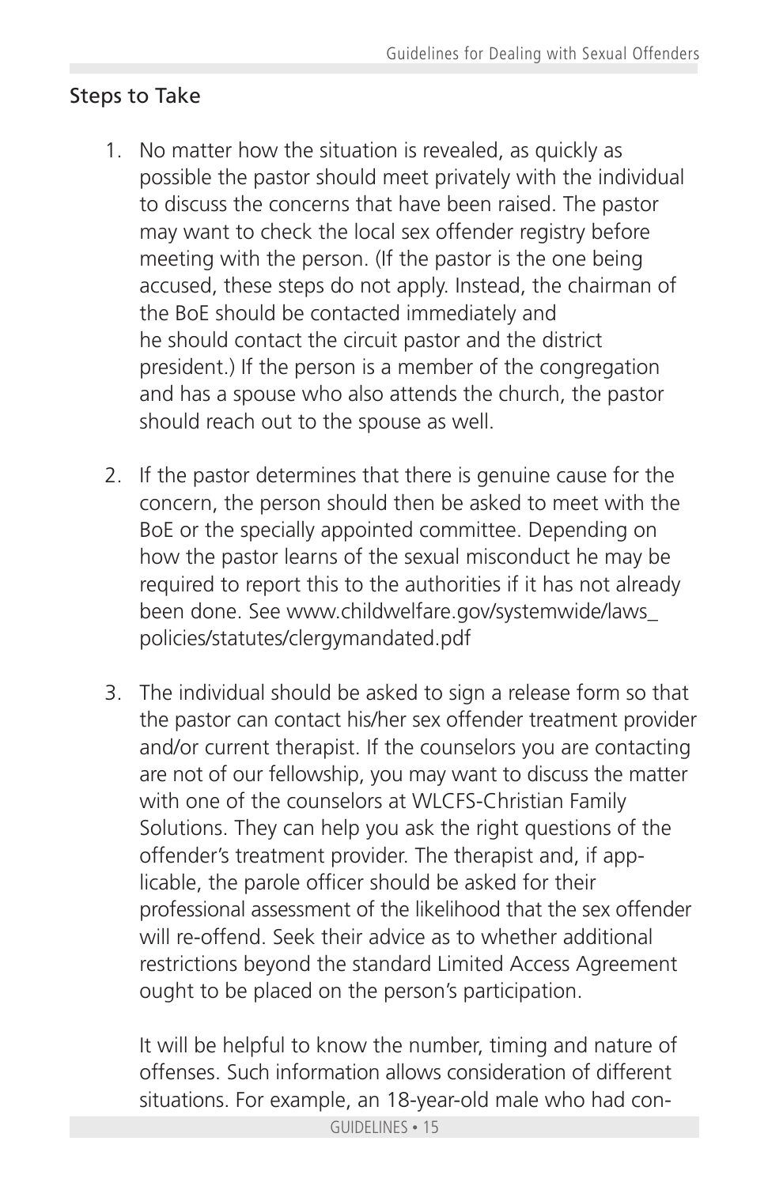## Steps to Take

1. No matter how the situation is revealed, as quickly as possible the pastor should meet privately with the individual to discuss the concerns that have been raised. The pastor may want to check the local sex offender registry before meeting with the person. (If the pastor is the one being accused, these steps do not apply. Instead, the chairman of the BoE should be contacted immediately and he should contact the circuit pastor and the district president.) If the person is a member of the congregation and has a spouse who also attends the church, the pastor should reach out to the spouse as well.

2. If the pastor determines that there is genuine cause for the concern, the person should then be asked to meet with the BoE or the specially appointed committee. Depending on how the pastor learns of the sexual misconduct he may be required to report this to the authorities if it has not already been done. See www.childwelfare.gov/systemwide/laws_policies/statutes/clergymandated.pdf

3. The individual should be asked to sign a release form so that the pastor can contact his/her sex offender treatment provider and/or current therapist. If the counselors you are contacting are not of our fellowship, you may want to discuss the matter with one of the counselors at WLCFS-Christian Family Solutions. They can help you ask the right questions of the offender's treatment provider. The therapist and, if applicable, the parole officer should be asked for their professional assessment of the likelihood that the sex offender will re-offend. Seek their advice as to whether additional restrictions beyond the standard Limited Access Agreement ought to be placed on the person's participation.

   It will be helpful to know the number, timing and nature of offenses. Such information allows consideration of different situations. For example, an 18-year-old male who had con-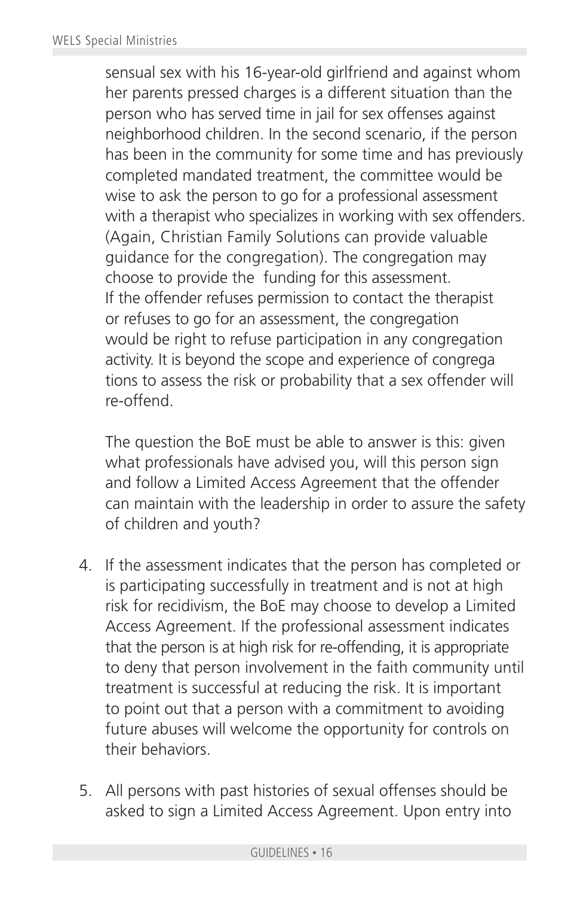sensual sex with his 16-year-old girlfriend and against whom her parents pressed charges is a different situation than the person who has served time in jail for sex offenses against neighborhood children. In the second scenario, if the person has been in the community for some time and has previously completed mandated treatment, the committee would be wise to ask the person to go for a professional assessment with a therapist who specializes in working with sex offenders. (Again, Christian Family Solutions can provide valuable guidance for the congregation). The congregation may choose to provide the funding for this assessment. If the offender refuses permission to contact the therapist or refuses to go for an assessment, the congregation would be right to refuse participation in any congregation activity. It is beyond the scope and experience of congregations to assess the risk or probability that a sex offender will re-offend.

The question the BoE must be able to answer is this: given what professionals have advised you, will this person sign and follow a Limited Access Agreement that the offender can maintain with the leadership in order to assure the safety of children and youth?

4. If the assessment indicates that the person has completed or is participating successfully in treatment and is not at high risk for recidivism, the BoE may choose to develop a Limited Access Agreement. If the professional assessment indicates that the person is at high risk for re-offending, it is appropriate to deny that person involvement in the faith community until treatment is successful at reducing the risk. It is important to point out that a person with a commitment to avoiding future abuses will welcome the opportunity for controls on their behaviors.

5. All persons with past histories of sexual offenses should be asked to sign a Limited Access Agreement. Upon entry into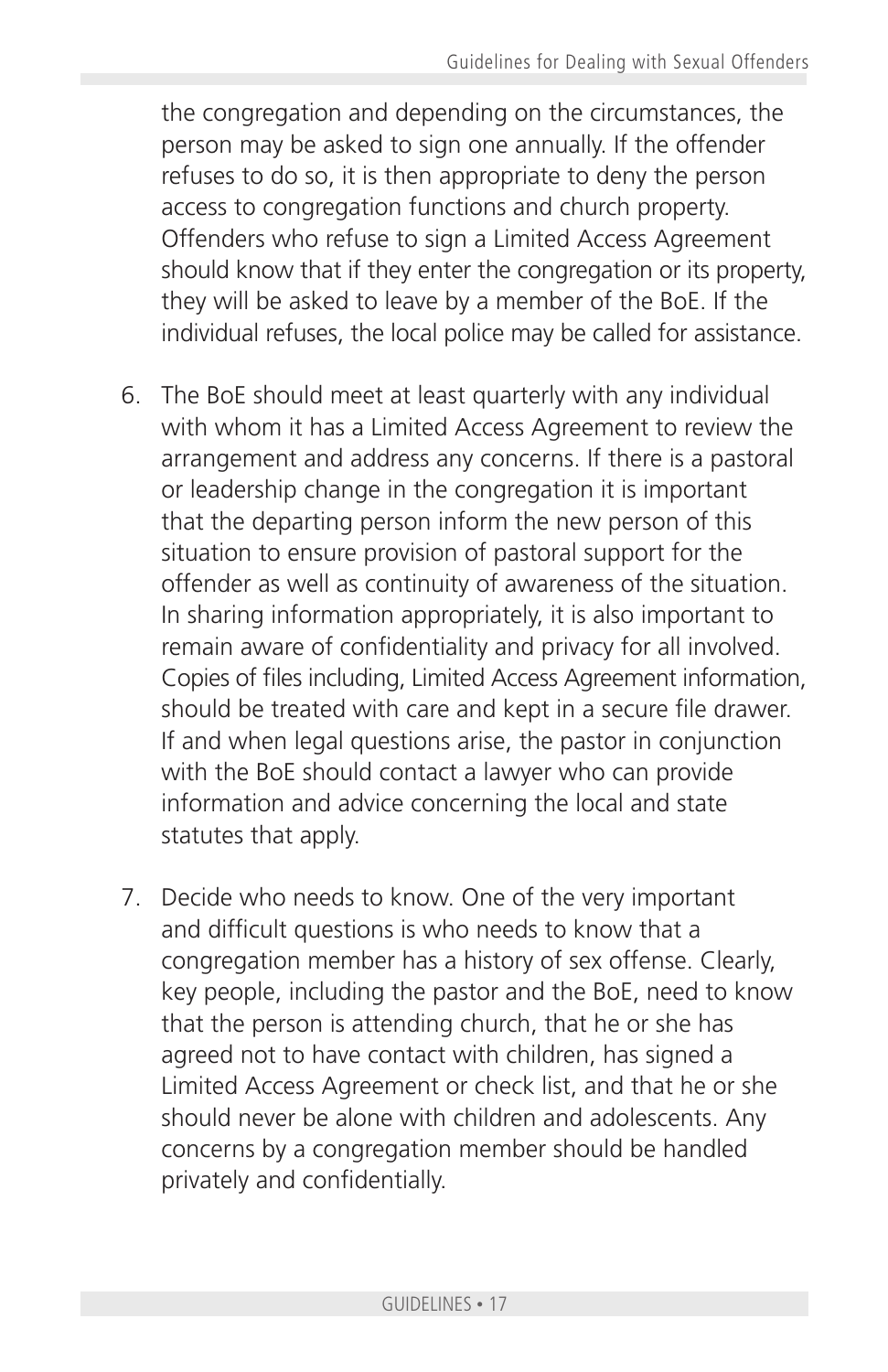the congregation and depending on the circumstances, the person may be asked to sign one annually. If the offender refuses to do so, it is then appropriate to deny the person access to congregation functions and church property. Offenders who refuse to sign a Limited Access Agreement should know that if they enter the congregation or its property, they will be asked to leave by a member of the BoE. If the individual refuses, the local police may be called for assistance.

6. The BoE should meet at least quarterly with any individual with whom it has a Limited Access Agreement to review the arrangement and address any concerns. If there is a pastoral or leadership change in the congregation it is important that the departing person inform the new person of this situation to ensure provision of pastoral support for the offender as well as continuity of awareness of the situation. In sharing information appropriately, it is also important to remain aware of confidentiality and privacy for all involved. Copies of files including, Limited Access Agreement information, should be treated with care and kept in a secure file drawer. If and when legal questions arise, the pastor in conjunction with the BoE should contact a lawyer who can provide information and advice concerning the local and state statutes that apply.

7. Decide who needs to know. One of the very important and difficult questions is who needs to know that a congregation member has a history of sex offense. Clearly, key people, including the pastor and the BoE, need to know that the person is attending church, that he or she has agreed not to have contact with children, has signed a Limited Access Agreement or check list, and that he or she should never be alone with children and adolescents. Any concerns by a congregation member should be handled privately and confidentially.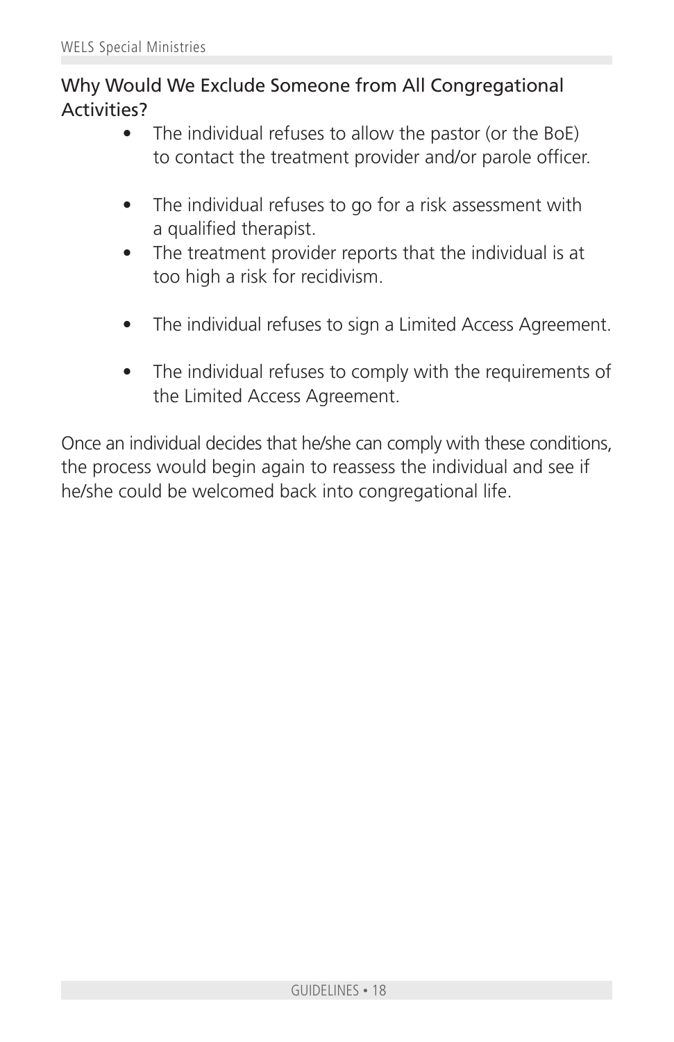### Why Would We Exclude Someone from All Congregational Activities?

- The individual refuses to allow the pastor (or the BoE) to contact the treatment provider and/or parole officer.
- The individual refuses to go for a risk assessment with a qualified therapist.
- The treatment provider reports that the individual is at too high a risk for recidivism.
- The individual refuses to sign a Limited Access Agreement.
- The individual refuses to comply with the requirements of the Limited Access Agreement.

Once an individual decides that he/she can comply with these conditions, the process would begin again to reassess the individual and see if he/she could be welcomed back into congregational life.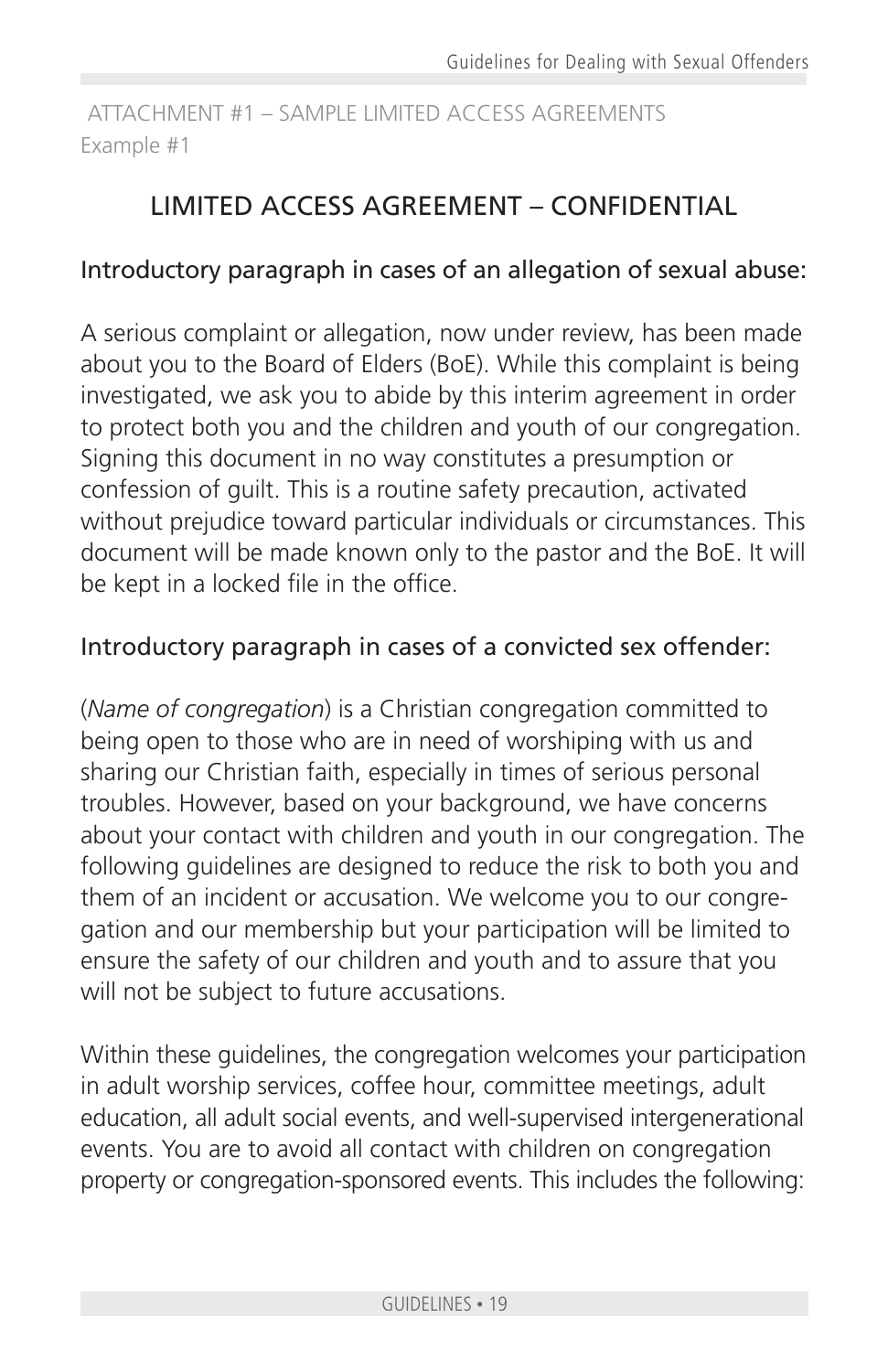ATTACHMENT #1 – SAMPLE LIMITED ACCESS AGREEMENTS
Example #1

## LIMITED ACCESS AGREEMENT – CONFIDENTIAL

### Introductory paragraph in cases of an allegation of sexual abuse:

A serious complaint or allegation, now under review, has been made about you to the Board of Elders (BoE). While this complaint is being investigated, we ask you to abide by this interim agreement in order to protect both you and the children and youth of our congregation. Signing this document in no way constitutes a presumption or confession of guilt. This is a routine safety precaution, activated without prejudice toward particular individuals or circumstances. This document will be made known only to the pastor and the BoE. It will be kept in a locked file in the office.

### Introductory paragraph in cases of a convicted sex offender:

(*Name of congregation*) is a Christian congregation committed to being open to those who are in need of worshiping with us and sharing our Christian faith, especially in times of serious personal troubles. However, based on your background, we have concerns about your contact with children and youth in our congregation. The following guidelines are designed to reduce the risk to both you and them of an incident or accusation. We welcome you to our congregation and our membership but your participation will be limited to ensure the safety of our children and youth and to assure that you will not be subject to future accusations.

Within these guidelines, the congregation welcomes your participation in adult worship services, coffee hour, committee meetings, adult education, all adult social events, and well-supervised intergenerational events. You are to avoid all contact with children on congregation property or congregation-sponsored events. This includes the following: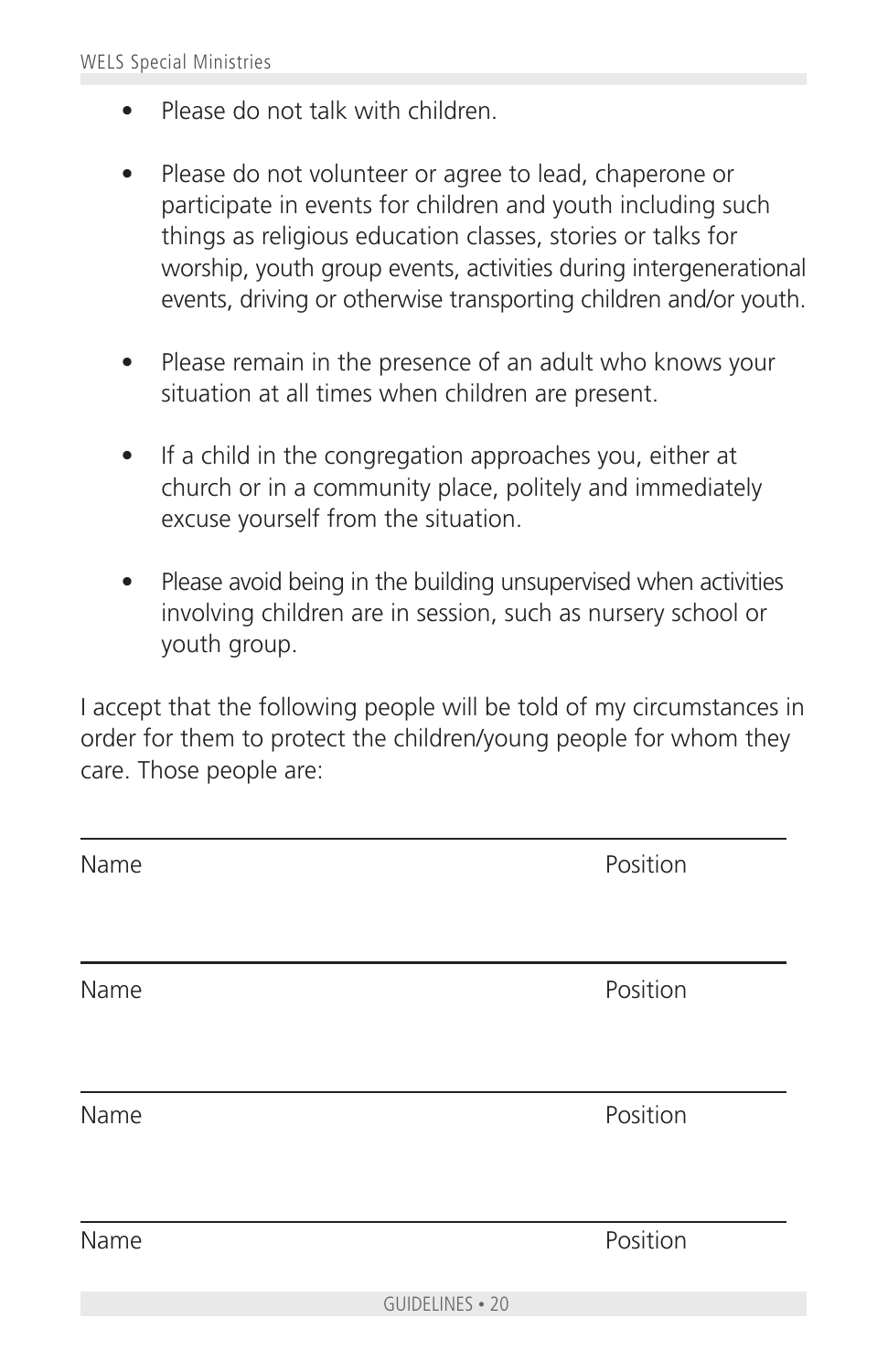- Please do not talk with children.

- Please do not volunteer or agree to lead, chaperone or participate in events for children and youth including such things as religious education classes, stories or talks for worship, youth group events, activities during intergenerational events, driving or otherwise transporting children and/or youth.

- Please remain in the presence of an adult who knows your situation at all times when children are present.

- If a child in the congregation approaches you, either at church or in a community place, politely and immediately excuse yourself from the situation.

- Please avoid being in the building unsupervised when activities involving children are in session, such as nursery school or youth group.

I accept that the following people will be told of my circumstances in order for them to protect the children/young people for whom they care. Those people are:

______________________________________________

Name Position

______________________________________________

Name Position

______________________________________________

Name Position

______________________________________________

Name Position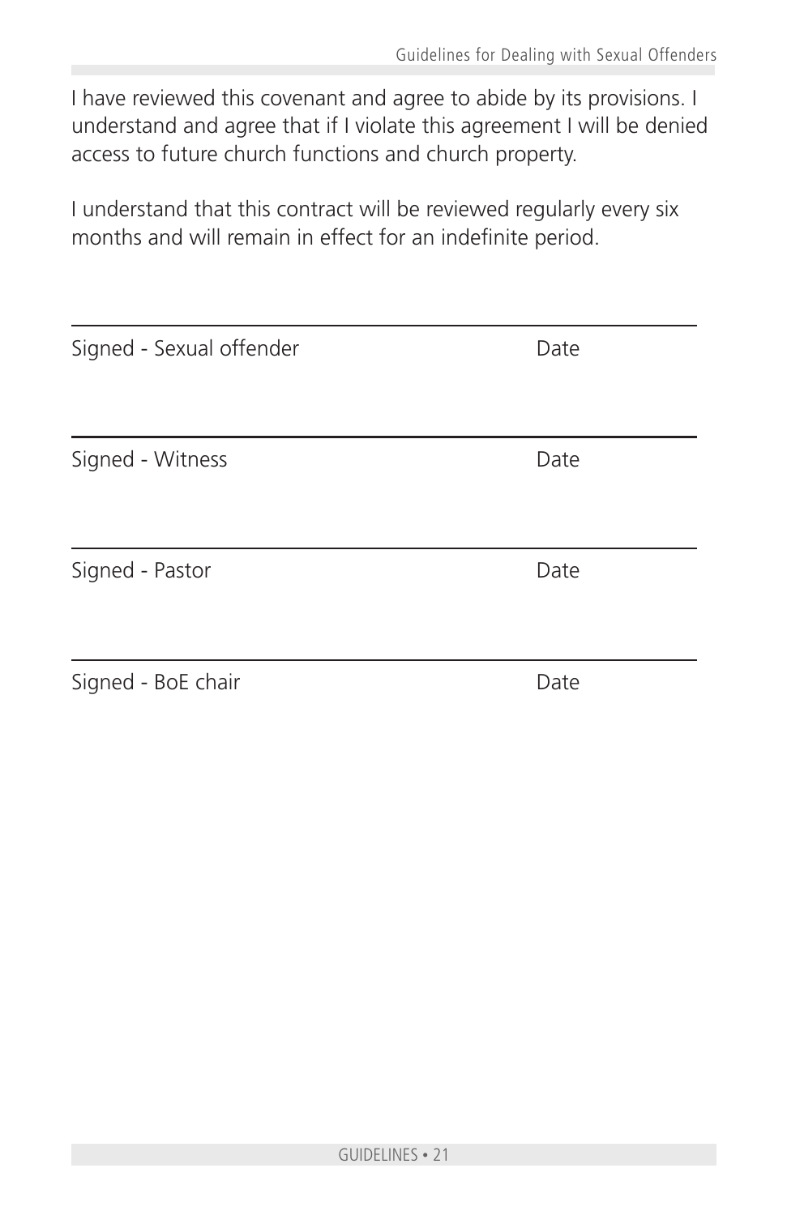I have reviewed this covenant and agree to abide by its provisions. I understand and agree that if I violate this agreement I will be denied access to future church functions and church property.

I understand that this contract will be reviewed regularly every six months and will remain in effect for an indefinite period.

\_\_\_\_\_\_\_\_\_\_\_\_\_\_\_\_\_\_\_\_\_\_\_\_\_\_\_\_\_\_\_\_\_\_\_\_\_\_\_\_\_\_\_\_\_\_\_\_

Signed - Sexual offender Date

\_\_\_\_\_\_\_\_\_\_\_\_\_\_\_\_\_\_\_\_\_\_\_\_\_\_\_\_\_\_\_\_\_\_\_\_\_\_\_\_\_\_\_\_\_\_\_\_

Signed - Witness Date

\_\_\_\_\_\_\_\_\_\_\_\_\_\_\_\_\_\_\_\_\_\_\_\_\_\_\_\_\_\_\_\_\_\_\_\_\_\_\_\_\_\_\_\_\_\_\_\_

Signed - Pastor Date

\_\_\_\_\_\_\_\_\_\_\_\_\_\_\_\_\_\_\_\_\_\_\_\_\_\_\_\_\_\_\_\_\_\_\_\_\_\_\_\_\_\_\_\_\_\_\_\_

Signed - BoE chair Date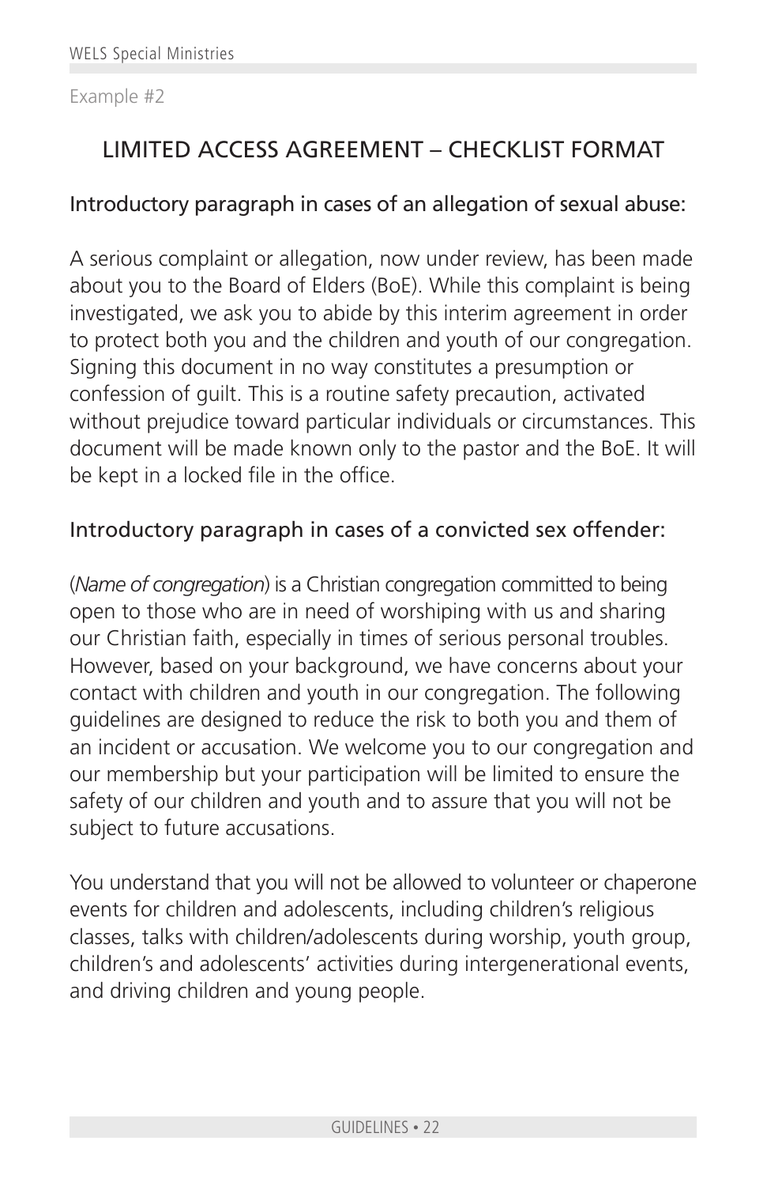Example #2

## LIMITED ACCESS AGREEMENT – CHECKLIST FORMAT

### Introductory paragraph in cases of an allegation of sexual abuse:

A serious complaint or allegation, now under review, has been made about you to the Board of Elders (BoE). While this complaint is being investigated, we ask you to abide by this interim agreement in order to protect both you and the children and youth of our congregation. Signing this document in no way constitutes a presumption or confession of guilt. This is a routine safety precaution, activated without prejudice toward particular individuals or circumstances. This document will be made known only to the pastor and the BoE. It will be kept in a locked file in the office.

### Introductory paragraph in cases of a convicted sex offender:

(*Name of congregation*) is a Christian congregation committed to being open to those who are in need of worshiping with us and sharing our Christian faith, especially in times of serious personal troubles. However, based on your background, we have concerns about your contact with children and youth in our congregation. The following guidelines are designed to reduce the risk to both you and them of an incident or accusation. We welcome you to our congregation and our membership but your participation will be limited to ensure the safety of our children and youth and to assure that you will not be subject to future accusations.

You understand that you will not be allowed to volunteer or chaperone events for children and adolescents, including children's religious classes, talks with children/adolescents during worship, youth group, children's and adolescents' activities during intergenerational events, and driving children and young people.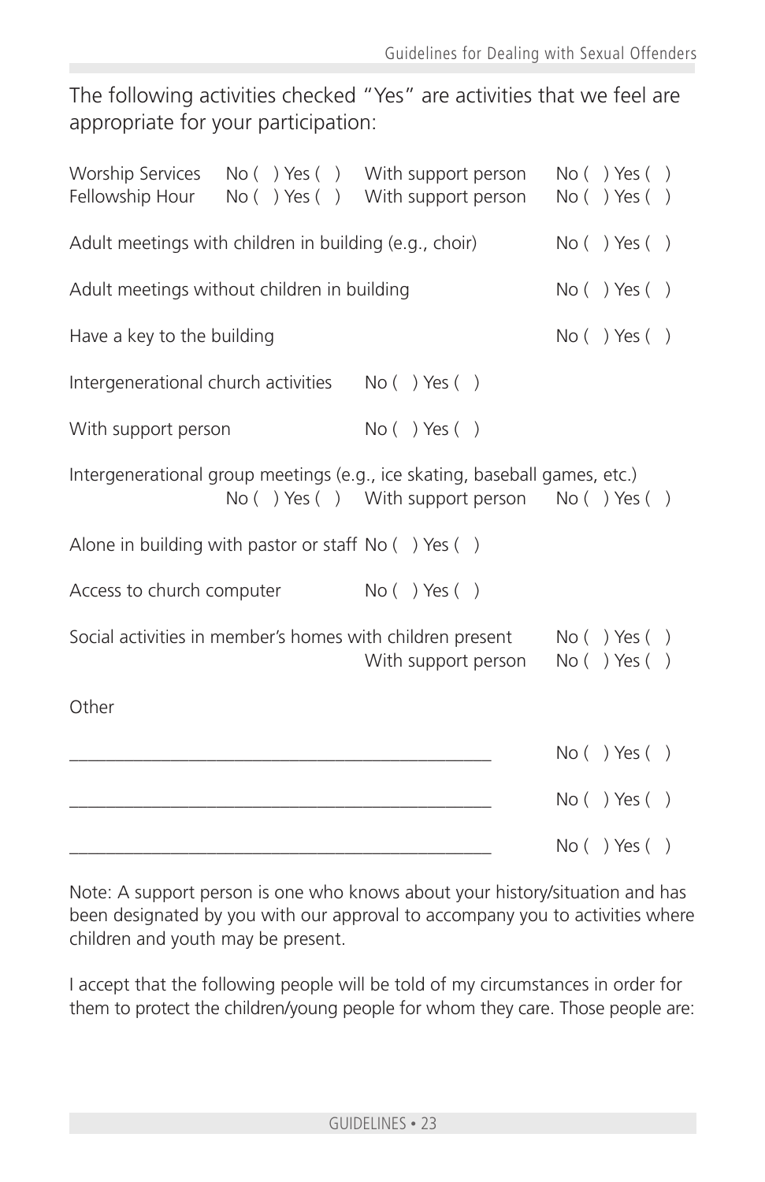The following activities checked "Yes" are activities that we feel are appropriate for your participation:

Worship Services No ( ) Yes ( ) With support person No ( ) Yes ( )
Fellowship Hour No ( ) Yes ( ) With support person No ( ) Yes ( )

Adult meetings with children in building (e.g., choir) No ( ) Yes ( )

Adult meetings without children in building No ( ) Yes ( )

Have a key to the building No ( ) Yes ( )

Intergenerational church activities No ( ) Yes ( )

With support person No ( ) Yes ( )

Intergenerational group meetings (e.g., ice skating, baseball games, etc.)
No ( ) Yes ( ) With support person No ( ) Yes ( )

Alone in building with pastor or staff No ( ) Yes ( )

Access to church computer No ( ) Yes ( )

Social activities in member's homes with children present No ( ) Yes ( )
With support person No ( ) Yes ( )

Other

_____________________________________________ No ( ) Yes ( )

_____________________________________________ No ( ) Yes ( )

_____________________________________________ No ( ) Yes ( )

Note: A support person is one who knows about your history/situation and has been designated by you with our approval to accompany you to activities where children and youth may be present.

I accept that the following people will be told of my circumstances in order for them to protect the children/young people for whom they care. Those people are: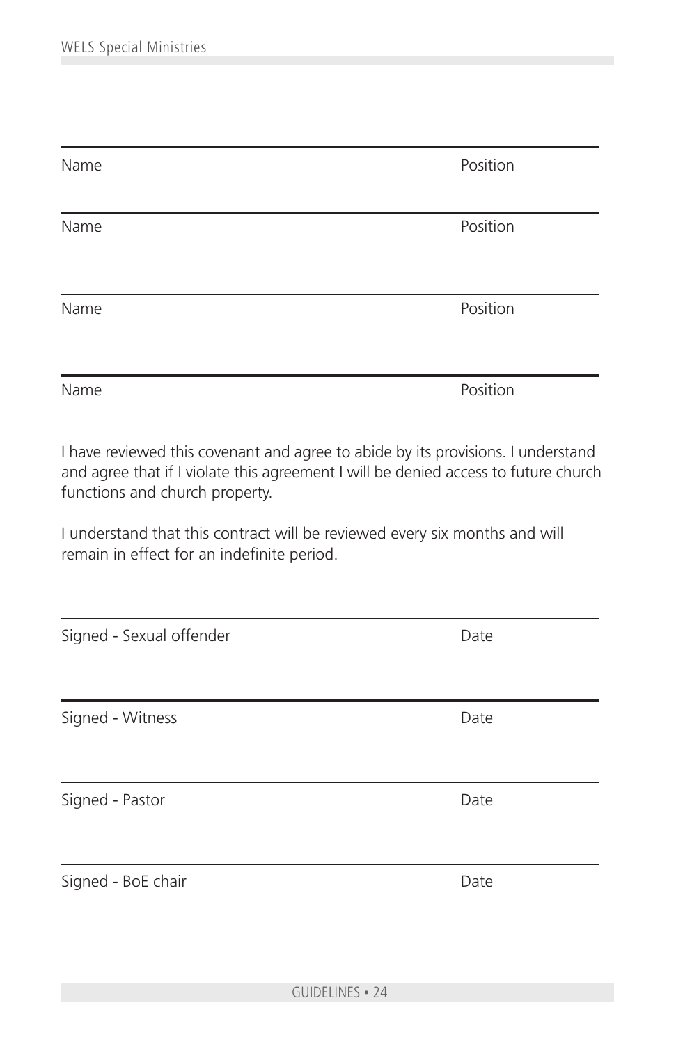\_\_\_\_\_\_\_\_\_\_\_\_\_\_\_\_\_\_\_\_\_\_\_\_\_\_\_\_\_\_\_\_\_\_\_\_\_\_\_\_\_\_\_\_\_\_\_\_

Name Position

\_\_\_\_\_\_\_\_\_\_\_\_\_\_\_\_\_\_\_\_\_\_\_\_\_\_\_\_\_\_\_\_\_\_\_\_\_\_\_\_\_\_\_\_\_\_\_\_

Name Position

\_\_\_\_\_\_\_\_\_\_\_\_\_\_\_\_\_\_\_\_\_\_\_\_\_\_\_\_\_\_\_\_\_\_\_\_\_\_\_\_\_\_\_\_\_\_\_\_

Name Position

\_\_\_\_\_\_\_\_\_\_\_\_\_\_\_\_\_\_\_\_\_\_\_\_\_\_\_\_\_\_\_\_\_\_\_\_\_\_\_\_\_\_\_\_\_\_\_\_

Name Position

I have reviewed this covenant and agree to abide by its provisions. I understand and agree that if I violate this agreement I will be denied access to future church functions and church property.

I understand that this contract will be reviewed every six months and will remain in effect for an indefinite period.

\_\_\_\_\_\_\_\_\_\_\_\_\_\_\_\_\_\_\_\_\_\_\_\_\_\_\_\_\_\_\_\_\_\_\_\_\_\_\_\_\_\_\_\_\_\_\_\_

Signed - Sexual offender Date

\_\_\_\_\_\_\_\_\_\_\_\_\_\_\_\_\_\_\_\_\_\_\_\_\_\_\_\_\_\_\_\_\_\_\_\_\_\_\_\_\_\_\_\_\_\_\_\_

Signed - Witness Date

\_\_\_\_\_\_\_\_\_\_\_\_\_\_\_\_\_\_\_\_\_\_\_\_\_\_\_\_\_\_\_\_\_\_\_\_\_\_\_\_\_\_\_\_\_\_\_\_

Signed - Pastor Date

\_\_\_\_\_\_\_\_\_\_\_\_\_\_\_\_\_\_\_\_\_\_\_\_\_\_\_\_\_\_\_\_\_\_\_\_\_\_\_\_\_\_\_\_\_\_\_\_

Signed - BoE chair Date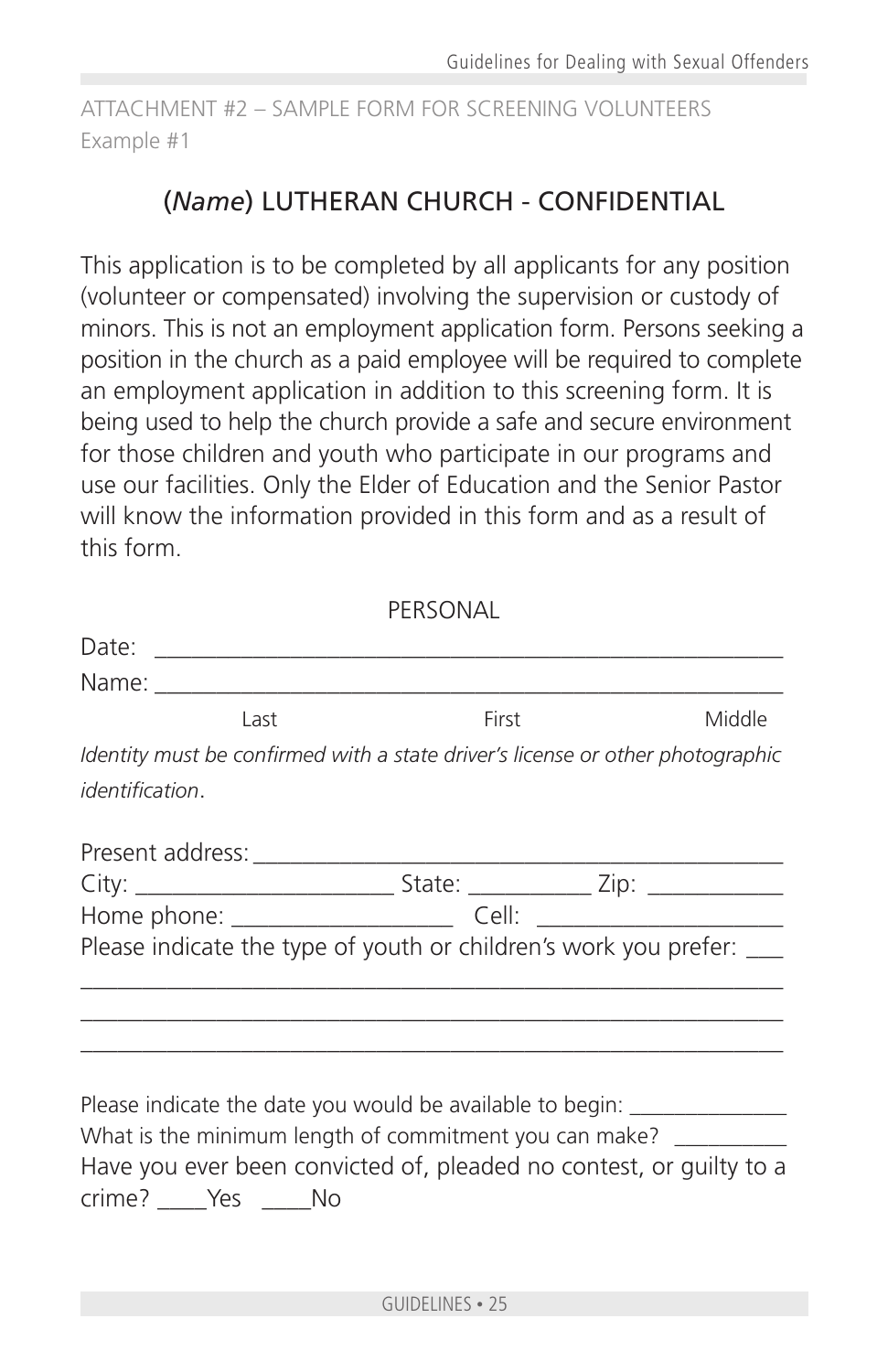ATTACHMENT #2 – SAMPLE FORM FOR SCREENING VOLUNTEERS
Example #1

## (*Name*) LUTHERAN CHURCH - CONFIDENTIAL

This application is to be completed by all applicants for any position (volunteer or compensated) involving the supervision or custody of minors. This is not an employment application form. Persons seeking a position in the church as a paid employee will be required to complete an employment application in addition to this screening form. It is being used to help the church provide a safe and secure environment for those children and youth who participate in our programs and use our facilities. Only the Elder of Education and the Senior Pastor will know the information provided in this form and as a result of this form.

### PERSONAL

Date: ____________________________________________________

Name: ____________________________________________________
Last                First                Middle

*Identity must be confirmed with a state driver's license or other photographic identification*.

Present address: ___________________________________________

City: ____________________ State: __________ Zip: ___________

Home phone: _________________ Cell: ____________________

Please indicate the type of youth or children's work you prefer: ___
______________________________________________________________
______________________________________________________________
______________________________________________________________

Please indicate the date you would be available to begin: ______________

What is the minimum length of commitment you can make? __________

Have you ever been convicted of, pleaded no contest, or guilty to a crime? ____Yes ____No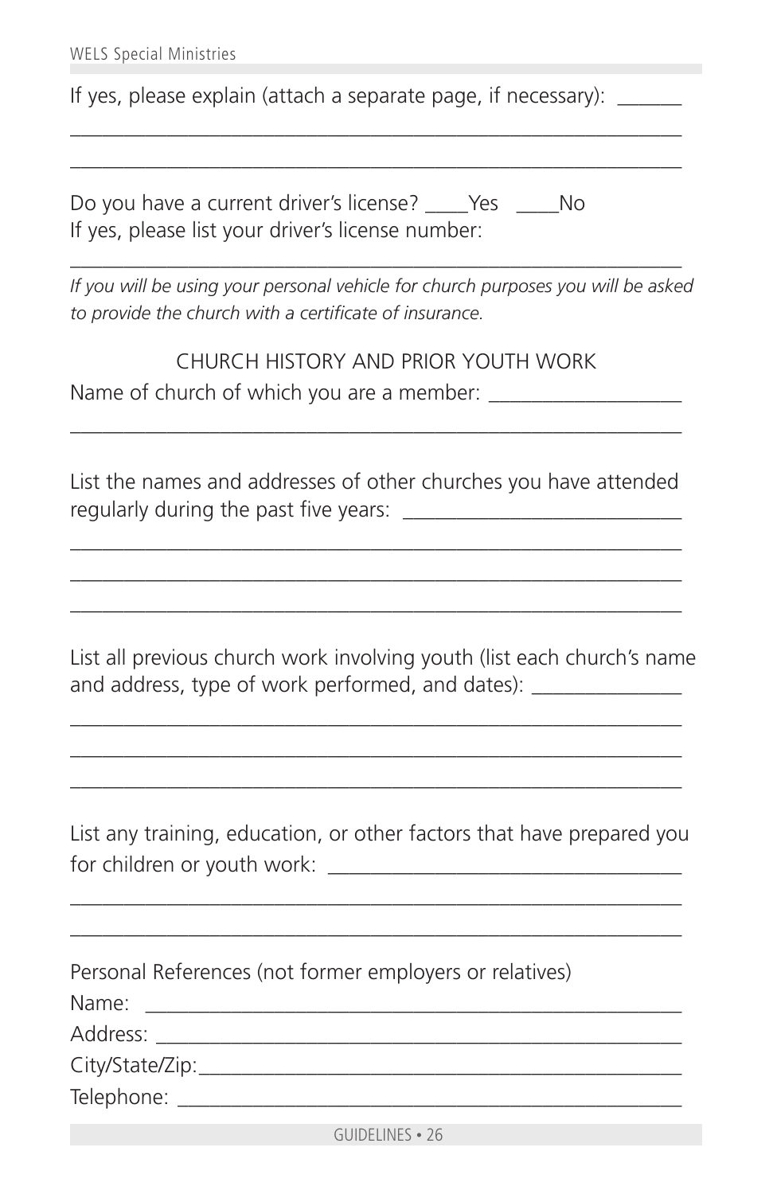If yes, please explain (attach a separate page, if necessary): ______

___________________________________________________________

___________________________________________________________

Do you have a current driver's license? ____Yes ____No
If yes, please list your driver's license number:

___________________________________________________________

*If you will be using your personal vehicle for church purposes you will be asked to provide the church with a certificate of insurance.*

## CHURCH HISTORY AND PRIOR YOUTH WORK

Name of church of which you are a member: __________________

___________________________________________________________

List the names and addresses of other churches you have attended regularly during the past five years: __________________________

___________________________________________________________

___________________________________________________________

___________________________________________________________

List all previous church work involving youth (list each church's name and address, type of work performed, and dates): ______________

___________________________________________________________

___________________________________________________________

___________________________________________________________

List any training, education, or other factors that have prepared you for children or youth work: ________________________________

___________________________________________________________

___________________________________________________________

Personal References (not former employers or relatives)

Name: ____________________________________________________

Address: __________________________________________________

City/State/Zip:_____________________________________________

Telephone: ________________________________________________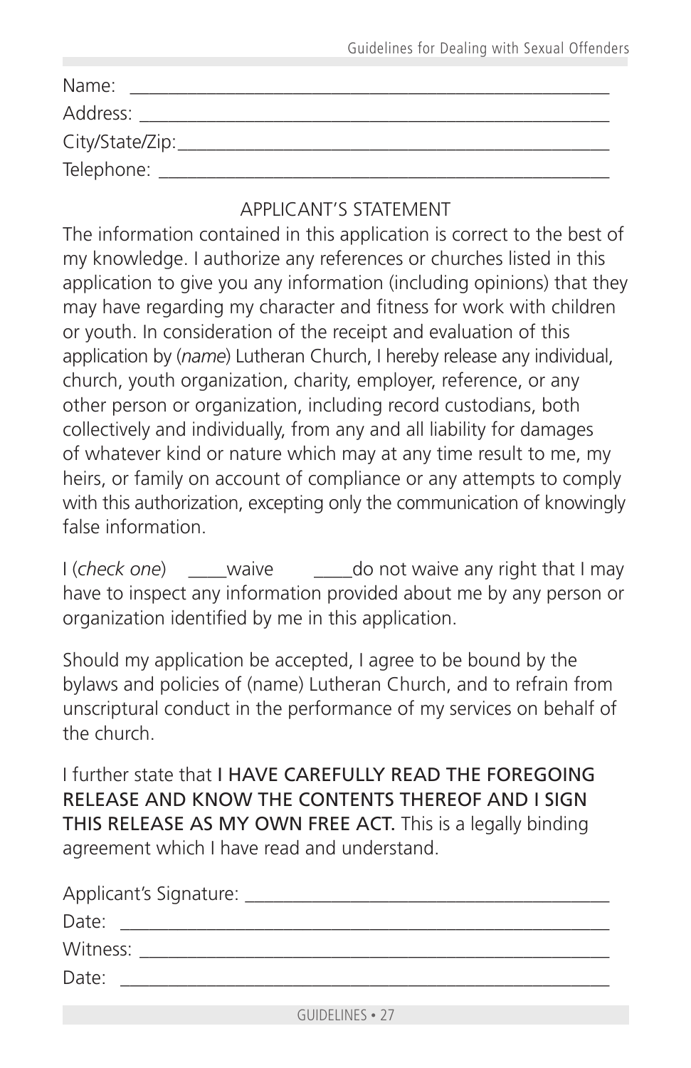Name: ____________________________________________________

Address: __________________________________________________

City/State/Zip:_____________________________________________

Telephone: ________________________________________________

## APPLICANT'S STATEMENT

The information contained in this application is correct to the best of my knowledge. I authorize any references or churches listed in this application to give you any information (including opinions) that they may have regarding my character and fitness for work with children or youth. In consideration of the receipt and evaluation of this application by (*name*) Lutheran Church, I hereby release any individual, church, youth organization, charity, employer, reference, or any other person or organization, including record custodians, both collectively and individually, from any and all liability for damages of whatever kind or nature which may at any time result to me, my heirs, or family on account of compliance or any attempts to comply with this authorization, excepting only the communication of knowingly false information.

I (*check one*) ____waive ____do not waive any right that I may have to inspect any information provided about me by any person or organization identified by me in this application.

Should my application be accepted, I agree to be bound by the bylaws and policies of (name) Lutheran Church, and to refrain from unscriptural conduct in the performance of my services on behalf of the church.

I further state that I HAVE CAREFULLY READ THE FOREGOING RELEASE AND KNOW THE CONTENTS THEREOF AND I SIGN THIS RELEASE AS MY OWN FREE ACT. This is a legally binding agreement which I have read and understand.

Applicant's Signature: ______________________________________

Date: _____________________________________________________

Witness: ___________________________________________________

Date: _____________________________________________________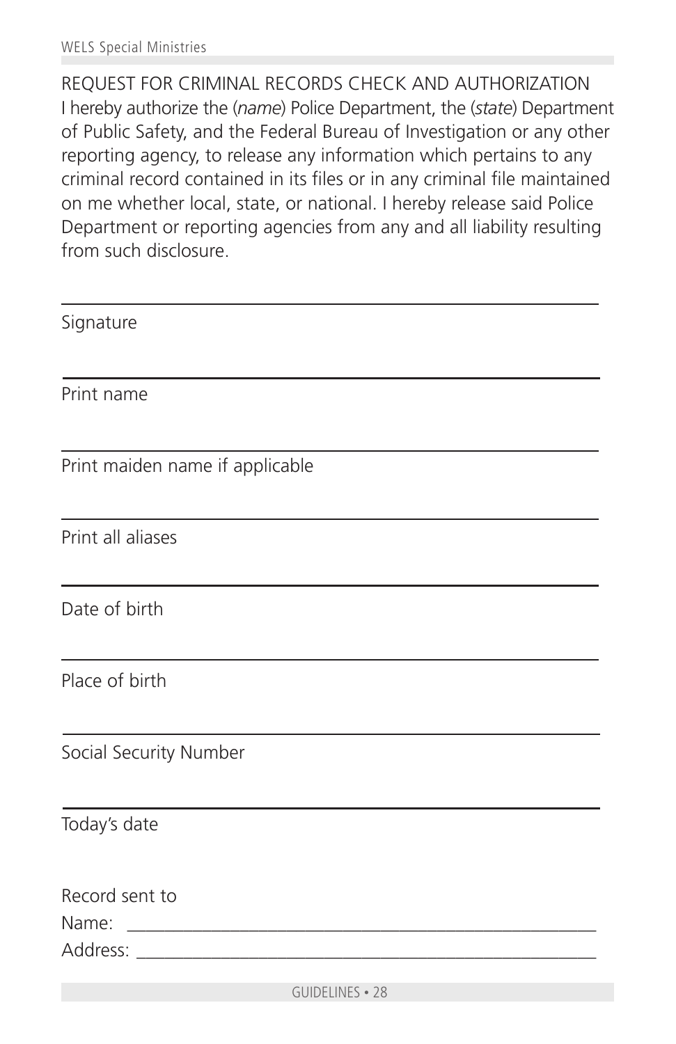REQUEST FOR CRIMINAL RECORDS CHECK AND AUTHORIZATION

I hereby authorize the (*name*) Police Department, the (*state*) Department of Public Safety, and the Federal Bureau of Investigation or any other reporting agency, to release any information which pertains to any criminal record contained in its files or in any criminal file maintained on me whether local, state, or national. I hereby release said Police Department or reporting agencies from any and all liability resulting from such disclosure.

\_\_\_\_\_\_\_\_\_\_\_\_\_\_\_\_\_\_\_\_\_\_\_\_\_\_\_\_\_\_\_\_\_\_\_\_\_\_\_\_\_\_\_\_\_\_\_\_\_\_\_

Signature

\_\_\_\_\_\_\_\_\_\_\_\_\_\_\_\_\_\_\_\_\_\_\_\_\_\_\_\_\_\_\_\_\_\_\_\_\_\_\_\_\_\_\_\_\_\_\_\_\_\_\_

Print name

\_\_\_\_\_\_\_\_\_\_\_\_\_\_\_\_\_\_\_\_\_\_\_\_\_\_\_\_\_\_\_\_\_\_\_\_\_\_\_\_\_\_\_\_\_\_\_\_\_\_\_

Print maiden name if applicable

\_\_\_\_\_\_\_\_\_\_\_\_\_\_\_\_\_\_\_\_\_\_\_\_\_\_\_\_\_\_\_\_\_\_\_\_\_\_\_\_\_\_\_\_\_\_\_\_\_\_\_

Print all aliases

\_\_\_\_\_\_\_\_\_\_\_\_\_\_\_\_\_\_\_\_\_\_\_\_\_\_\_\_\_\_\_\_\_\_\_\_\_\_\_\_\_\_\_\_\_\_\_\_\_\_\_

Date of birth

\_\_\_\_\_\_\_\_\_\_\_\_\_\_\_\_\_\_\_\_\_\_\_\_\_\_\_\_\_\_\_\_\_\_\_\_\_\_\_\_\_\_\_\_\_\_\_\_\_\_\_

Place of birth

\_\_\_\_\_\_\_\_\_\_\_\_\_\_\_\_\_\_\_\_\_\_\_\_\_\_\_\_\_\_\_\_\_\_\_\_\_\_\_\_\_\_\_\_\_\_\_\_\_\_\_

Social Security Number

\_\_\_\_\_\_\_\_\_\_\_\_\_\_\_\_\_\_\_\_\_\_\_\_\_\_\_\_\_\_\_\_\_\_\_\_\_\_\_\_\_\_\_\_\_\_\_\_\_\_\_

Today's date

Record sent to

Name: \_\_\_\_\_\_\_\_\_\_\_\_\_\_\_\_\_\_\_\_\_\_\_\_\_\_\_\_\_\_\_\_\_\_\_\_\_\_\_\_\_\_\_\_\_\_\_\_

Address: \_\_\_\_\_\_\_\_\_\_\_\_\_\_\_\_\_\_\_\_\_\_\_\_\_\_\_\_\_\_\_\_\_\_\_\_\_\_\_\_\_\_\_\_\_\_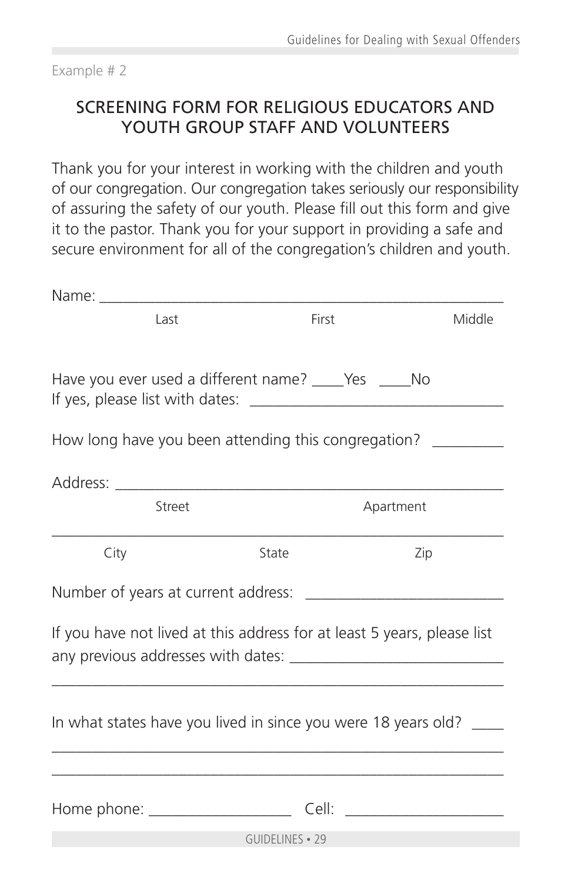Example # 2

## SCREENING FORM FOR RELIGIOUS EDUCATORS AND YOUTH GROUP STAFF AND VOLUNTEERS

Thank you for your interest in working with the children and youth of our congregation. Our congregation takes seriously our responsibility of assuring the safety of our youth. Please fill out this form and give it to the pastor. Thank you for your support in providing a safe and secure environment for all of the congregation's children and youth.

Name: ______________________________________________________

Last First Middle

Have you ever used a different name? ____Yes ____No

If yes, please list with dates: ________________________________

How long have you been attending this congregation? _________

Address: ___________________________________________________

Street Apartment

____________________________________________________________

City State Zip

Number of years at current address: ________________________

If you have not lived at this address for at least 5 years, please list any previous addresses with dates: __________________________

____________________________________________________________

In what states have you lived in since you were 18 years old? ____

____________________________________________________________

____________________________________________________________

Home phone: __________________ Cell: ___________________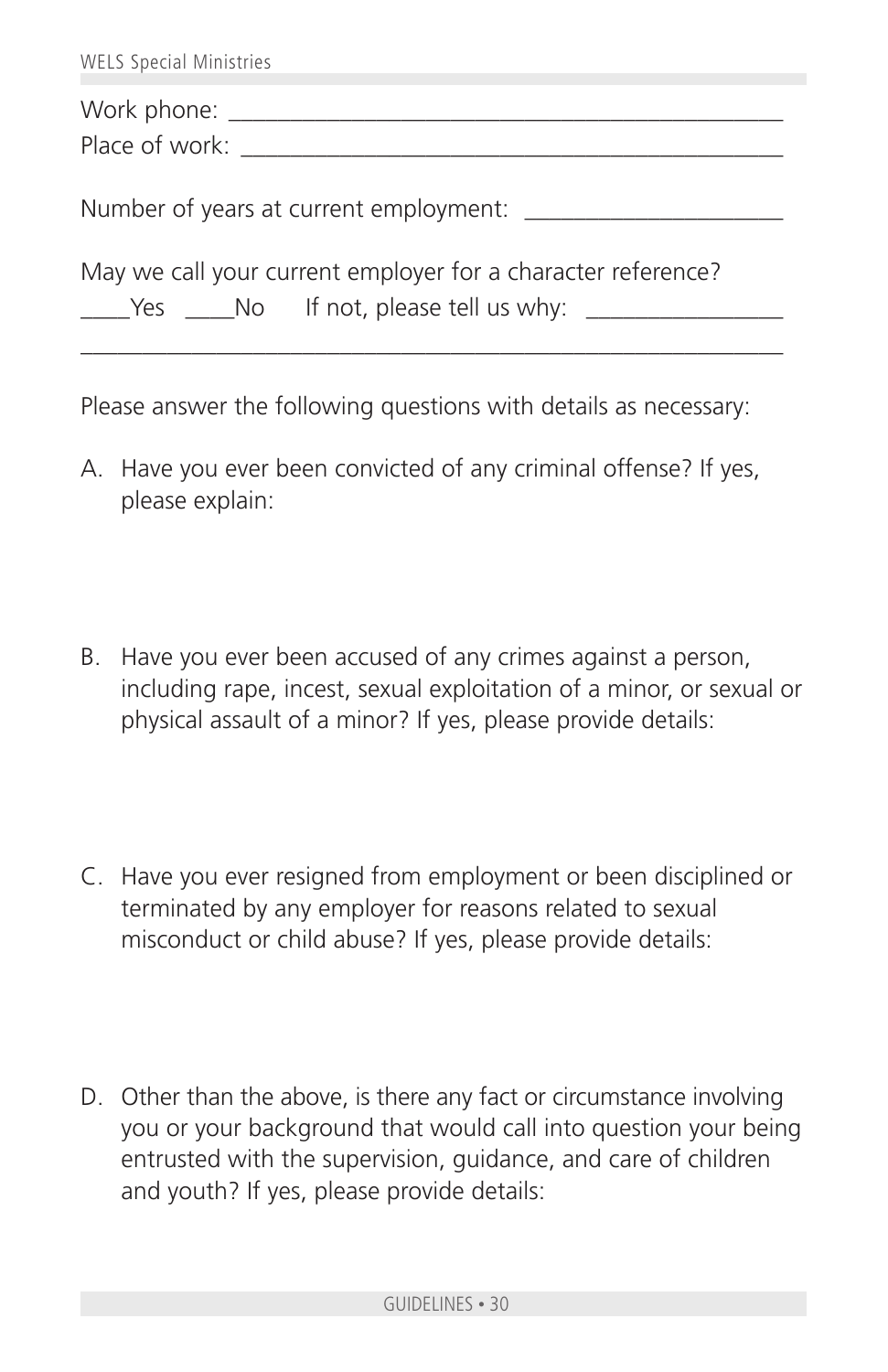Work phone: ____________________________________________

Place of work: __________________________________________

Number of years at current employment: ____________________

May we call your current employer for a character reference?

____Yes ____No If not, please tell us why: _______________

_______________________________________________________

Please answer the following questions with details as necessary:

A. Have you ever been convicted of any criminal offense? If yes, please explain:

B. Have you ever been accused of any crimes against a person, including rape, incest, sexual exploitation of a minor, or sexual or physical assault of a minor? If yes, please provide details:

C. Have you ever resigned from employment or been disciplined or terminated by any employer for reasons related to sexual misconduct or child abuse? If yes, please provide details:

D. Other than the above, is there any fact or circumstance involving you or your background that would call into question your being entrusted with the supervision, guidance, and care of children and youth? If yes, please provide details: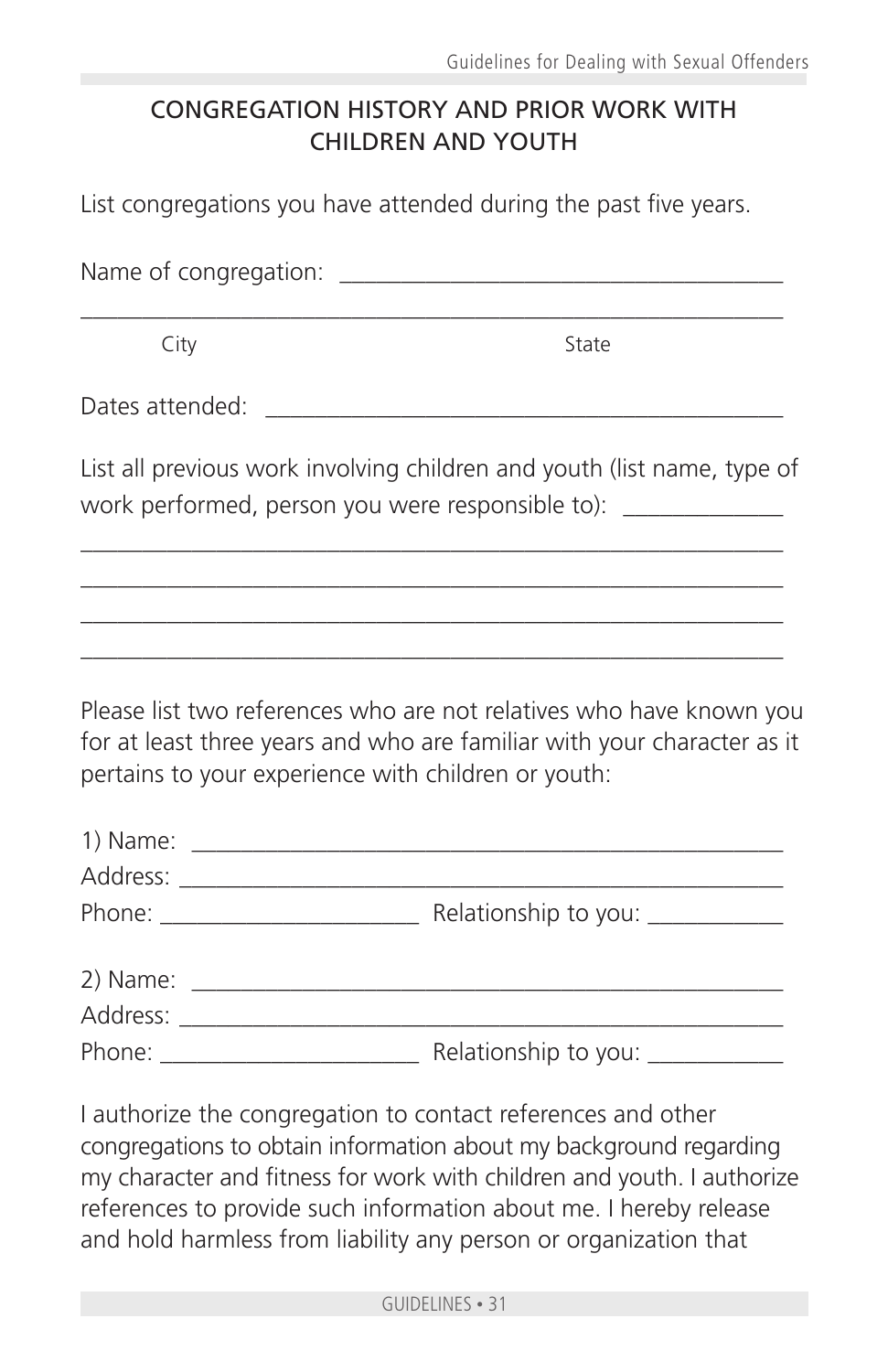## CONGREGATION HISTORY AND PRIOR WORK WITH CHILDREN AND YOUTH

List congregations you have attended during the past five years.

Name of congregation: ___________________________________

_______________________________________________________

City State

Dates attended: _________________________________________

List all previous work involving children and youth (list name, type of work performed, person you were responsible to): ____________

_______________________________________________________

_______________________________________________________

_______________________________________________________

_______________________________________________________

Please list two references who are not relatives who have known you for at least three years and who are familiar with your character as it pertains to your experience with children or youth:

1) Name: _______________________________________________
Address: _______________________________________________
Phone: _____________________ Relationship to you: ___________

2) Name: _______________________________________________
Address: _______________________________________________
Phone: _____________________ Relationship to you: ___________

I authorize the congregation to contact references and other congregations to obtain information about my background regarding my character and fitness for work with children and youth. I authorize references to provide such information about me. I hereby release and hold harmless from liability any person or organization that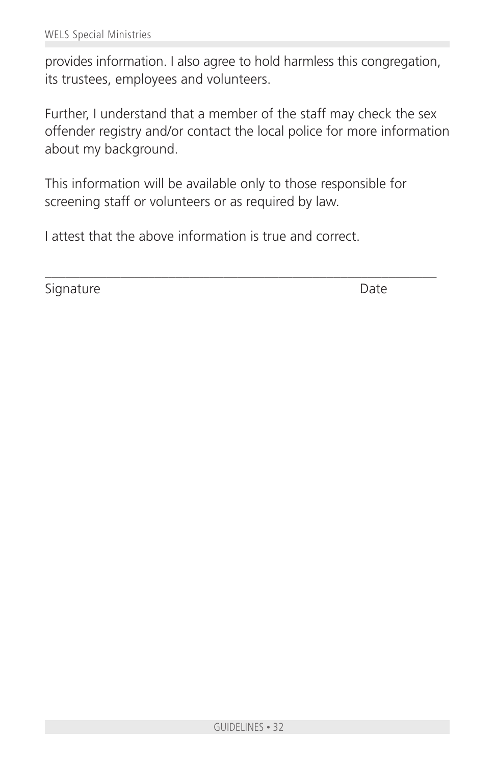provides information. I also agree to hold harmless this congregation, its trustees, employees and volunteers.

Further, I understand that a member of the staff may check the sex offender registry and/or contact the local police for more information about my background.

This information will be available only to those responsible for screening staff or volunteers or as required by law.

I attest that the above information is true and correct.

_______________________________________________________

Signature Date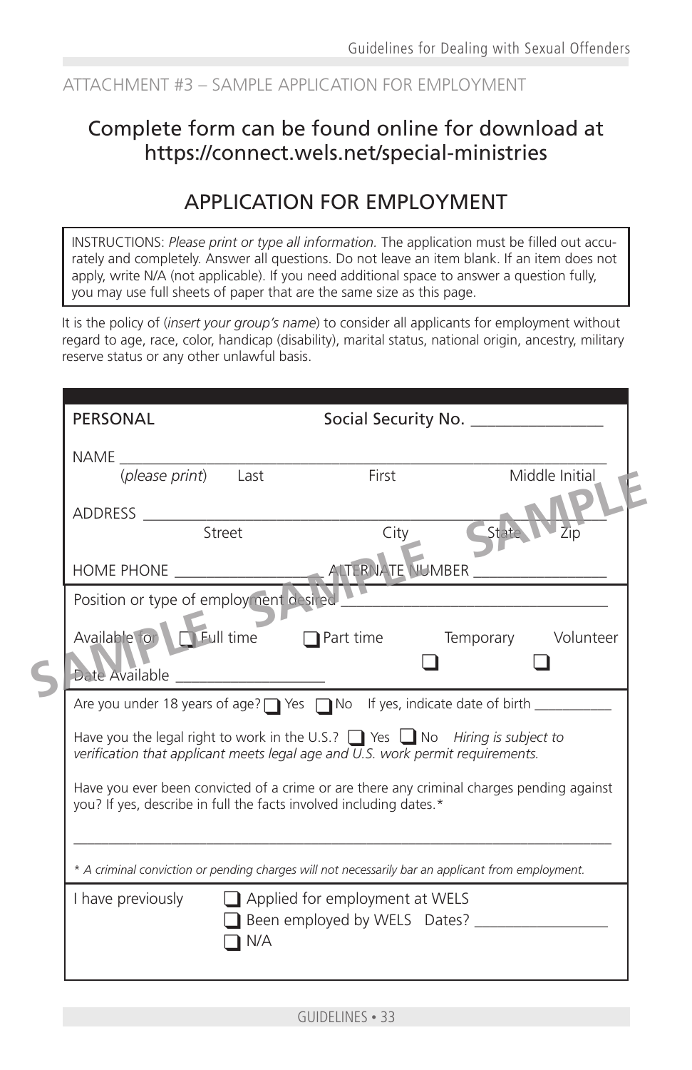ATTACHMENT #3 – SAMPLE APPLICATION FOR EMPLOYMENT

## Complete form can be found online for download at https://connect.wels.net/special-ministries

## APPLICATION FOR EMPLOYMENT

INSTRUCTIONS: *Please print or type all information.* The application must be filled out accurately and completely. Answer all questions. Do not leave an item blank. If an item does not apply, write N/A (not applicable). If you need additional space to answer a question fully, you may use full sheets of paper that are the same size as this page.

It is the policy of (*insert your group's name*) to consider all applicants for employment without regard to age, race, color, handicap (disability), marital status, national origin, ancestry, military reserve status or any other unlawful basis.

SAMPLE

PERSONAL Social Security No. ________________

NAME ______________________________________________________________
(*please print*) Last First Middle Initial

ADDRESS ___________________________________________________________
Street City State Zip

HOME PHONE __________________ ALTERNATE NUMBER _________________

Position or type of employment desired ________________________________

Available for ☐ Full time ☐ Part time ☐ Temporary ☐ Volunteer

Date Available ___________________

Are you under 18 years of age? ☐ Yes ☐ No If yes, indicate date of birth ___________

Have you the legal right to work in the U.S.? ☐ Yes ☐ No *Hiring is subject to verification that applicant meets legal age and U.S. work permit requirements.*

Have you ever been convicted of a crime or are there any criminal charges pending against you? If yes, describe in full the facts involved including dates.*

______________________________________________________________________

*\* A criminal conviction or pending charges will not necessarily bar an applicant from employment.*

I have previously
☐ Applied for employment at WELS
☐ Been employed by WELS Dates? _________________
☐ N/A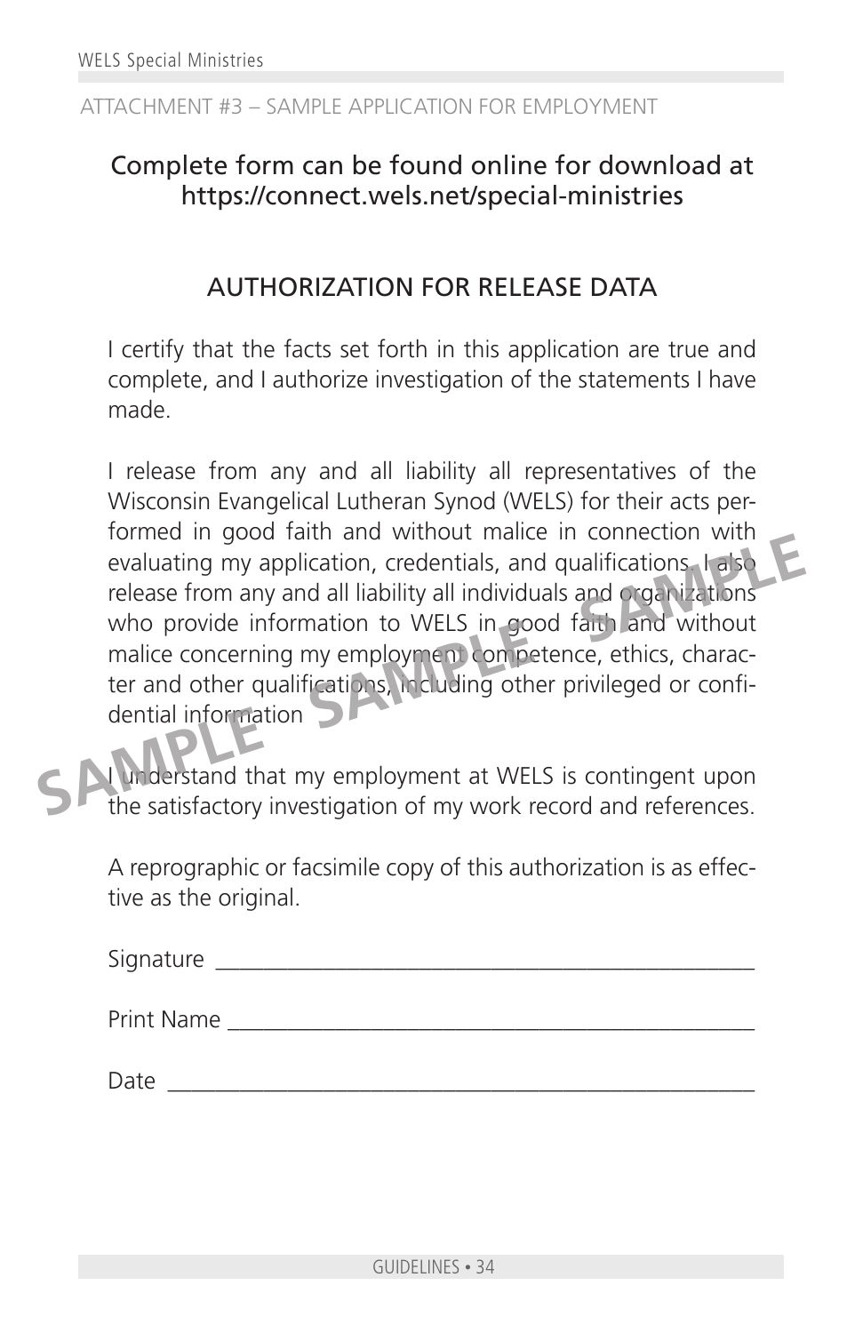ATTACHMENT #3 – SAMPLE APPLICATION FOR EMPLOYMENT

Complete form can be found online for download at https://connect.wels.net/special-ministries

## AUTHORIZATION FOR RELEASE DATA

I certify that the facts set forth in this application are true and complete, and I authorize investigation of the statements I have made.

I release from any and all liability all representatives of the Wisconsin Evangelical Lutheran Synod (WELS) for their acts performed in good faith and without malice in connection with evaluating my application, credentials, and qualifications. I also release from any and all liability all individuals and organizations who provide information to WELS in good faith and without malice concerning my employment competence, ethics, character and other qualifications, including other privileged or confidential information

I understand that my employment at WELS is contingent upon the satisfactory investigation of my work record and references.

A reprographic or facsimile copy of this authorization is as effective as the original.

Signature ____________________________________________

Print Name ___________________________________________

Date ________________________________________________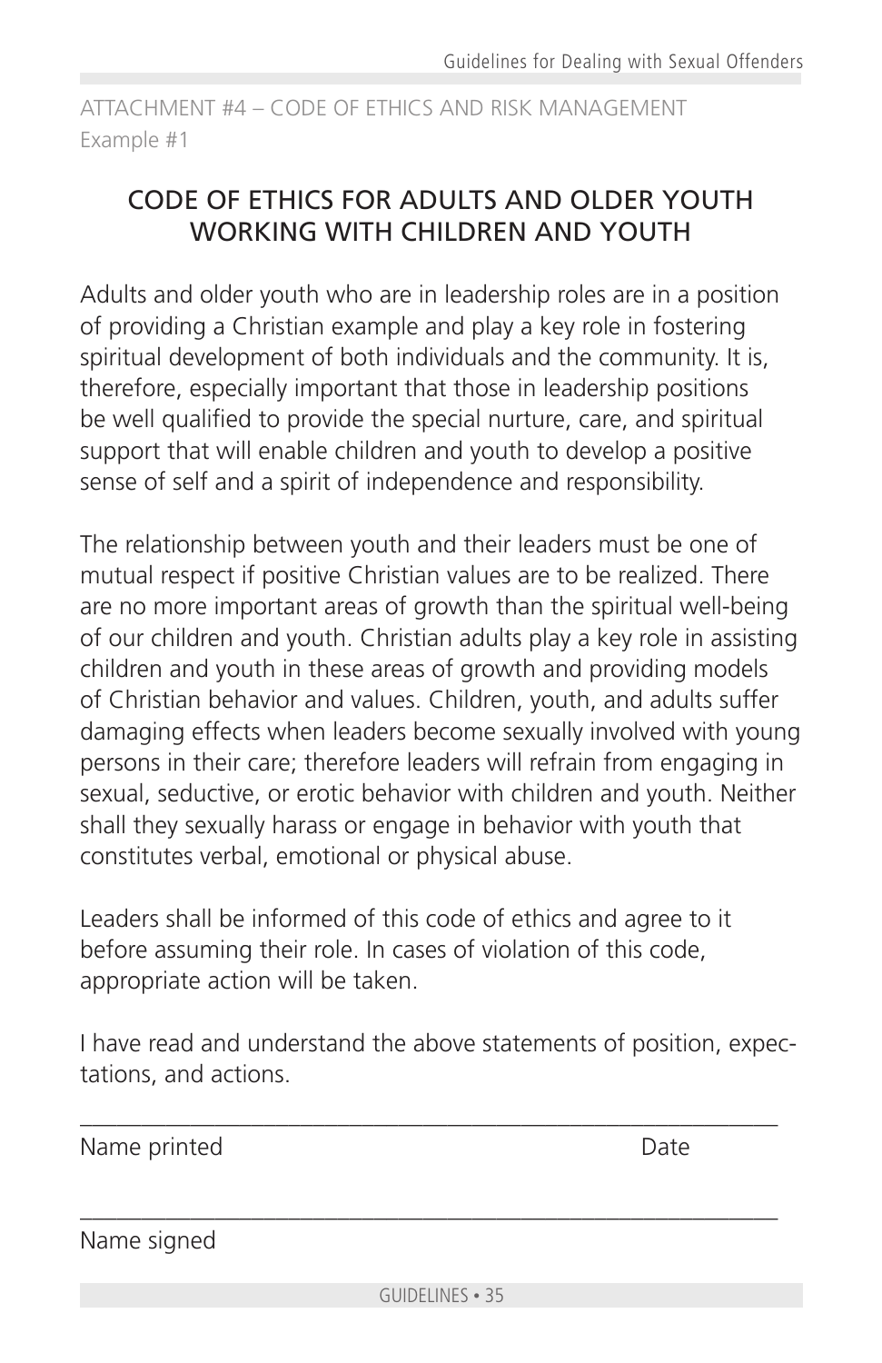ATTACHMENT #4 – CODE OF ETHICS AND RISK MANAGEMENT
Example #1

## CODE OF ETHICS FOR ADULTS AND OLDER YOUTH WORKING WITH CHILDREN AND YOUTH

Adults and older youth who are in leadership roles are in a position of providing a Christian example and play a key role in fostering spiritual development of both individuals and the community. It is, therefore, especially important that those in leadership positions be well qualified to provide the special nurture, care, and spiritual support that will enable children and youth to develop a positive sense of self and a spirit of independence and responsibility.

The relationship between youth and their leaders must be one of mutual respect if positive Christian values are to be realized. There are no more important areas of growth than the spiritual well-being of our children and youth. Christian adults play a key role in assisting children and youth in these areas of growth and providing models of Christian behavior and values. Children, youth, and adults suffer damaging effects when leaders become sexually involved with young persons in their care; therefore leaders will refrain from engaging in sexual, seductive, or erotic behavior with children and youth. Neither shall they sexually harass or engage in behavior with youth that constitutes verbal, emotional or physical abuse.

Leaders shall be informed of this code of ethics and agree to it before assuming their role. In cases of violation of this code, appropriate action will be taken.

I have read and understand the above statements of position, expectations, and actions.

\_\_\_\_\_\_\_\_\_\_\_\_\_\_\_\_\_\_\_\_\_\_\_\_\_\_\_\_\_\_\_\_\_\_\_\_\_\_\_\_\_\_\_\_\_\_\_\_\_\_\_\_\_\_

Name printed                                                                 Date

\_\_\_\_\_\_\_\_\_\_\_\_\_\_\_\_\_\_\_\_\_\_\_\_\_\_\_\_\_\_\_\_\_\_\_\_\_\_\_\_\_\_\_\_\_\_\_\_\_\_\_\_\_\_

Name signed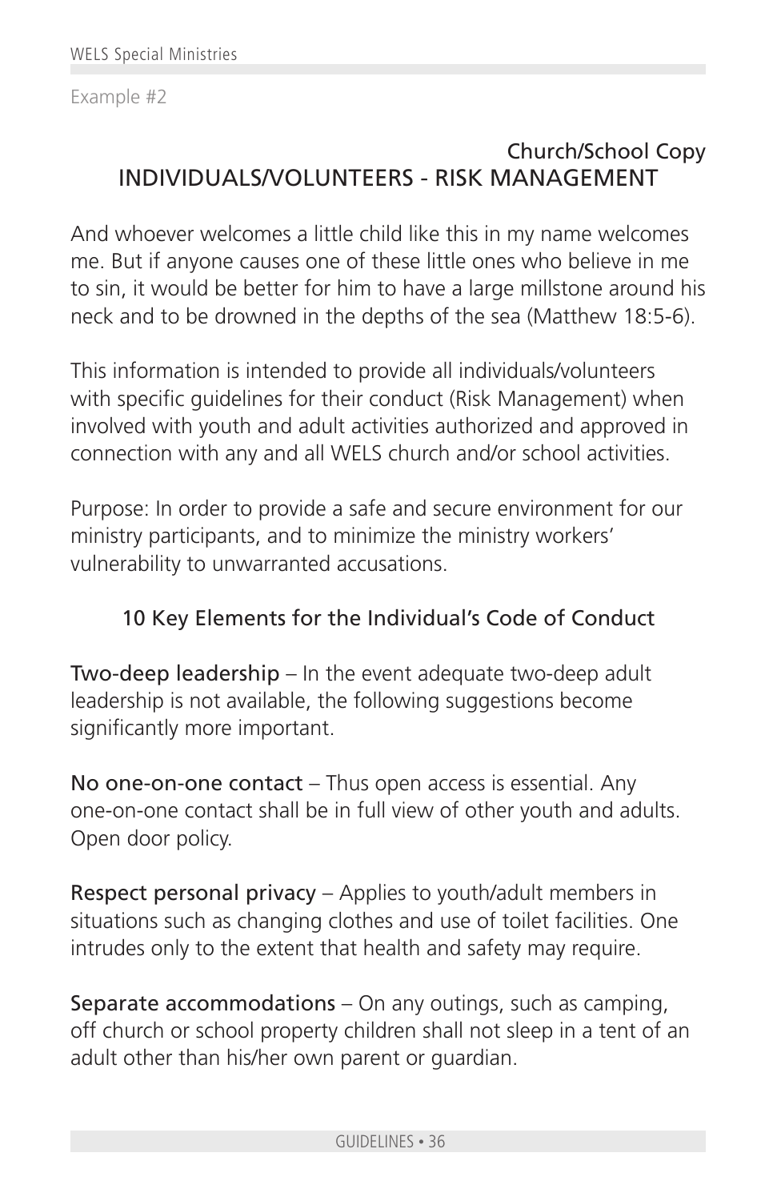Example #2

Church/School Copy

## INDIVIDUALS/VOLUNTEERS - RISK MANAGEMENT

And whoever welcomes a little child like this in my name welcomes me. But if anyone causes one of these little ones who believe in me to sin, it would be better for him to have a large millstone around his neck and to be drowned in the depths of the sea (Matthew 18:5-6).

This information is intended to provide all individuals/volunteers with specific guidelines for their conduct (Risk Management) when involved with youth and adult activities authorized and approved in connection with any and all WELS church and/or school activities.

Purpose: In order to provide a safe and secure environment for our ministry participants, and to minimize the ministry workers' vulnerability to unwarranted accusations.

### 10 Key Elements for the Individual's Code of Conduct

Two-deep leadership – In the event adequate two-deep adult leadership is not available, the following suggestions become significantly more important.

No one-on-one contact – Thus open access is essential. Any one-on-one contact shall be in full view of other youth and adults. Open door policy.

Respect personal privacy – Applies to youth/adult members in situations such as changing clothes and use of toilet facilities. One intrudes only to the extent that health and safety may require.

Separate accommodations – On any outings, such as camping, off church or school property children shall not sleep in a tent of an adult other than his/her own parent or guardian.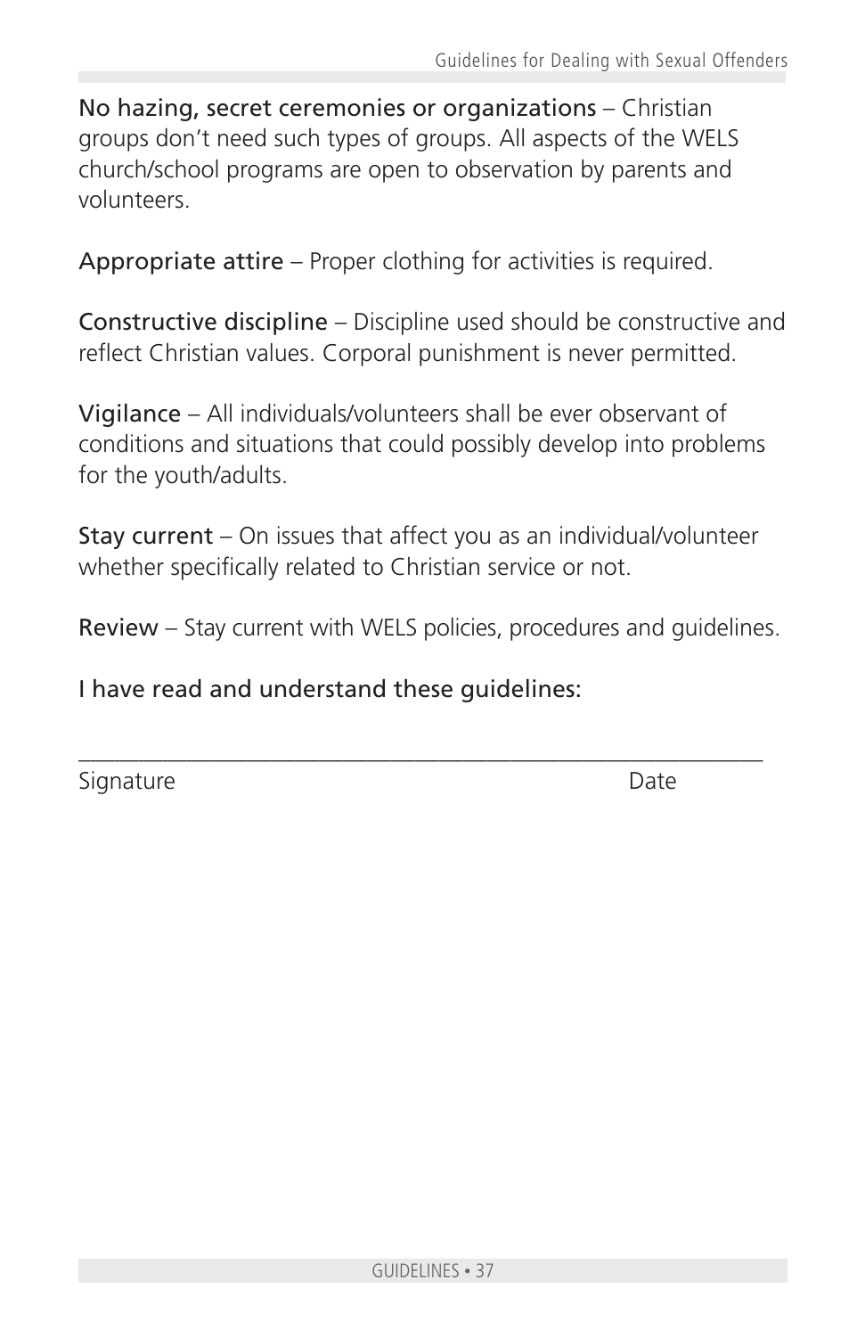No hazing, secret ceremonies or organizations – Christian groups don't need such types of groups. All aspects of the WELS church/school programs are open to observation by parents and volunteers.

Appropriate attire – Proper clothing for activities is required.

Constructive discipline – Discipline used should be constructive and reflect Christian values. Corporal punishment is never permitted.

Vigilance – All individuals/volunteers shall be ever observant of conditions and situations that could possibly develop into problems for the youth/adults.

Stay current – On issues that affect you as an individual/volunteer whether specifically related to Christian service or not.

Review – Stay current with WELS policies, procedures and guidelines.

I have read and understand these guidelines:

_______________________________________________________

Signature                                                            Date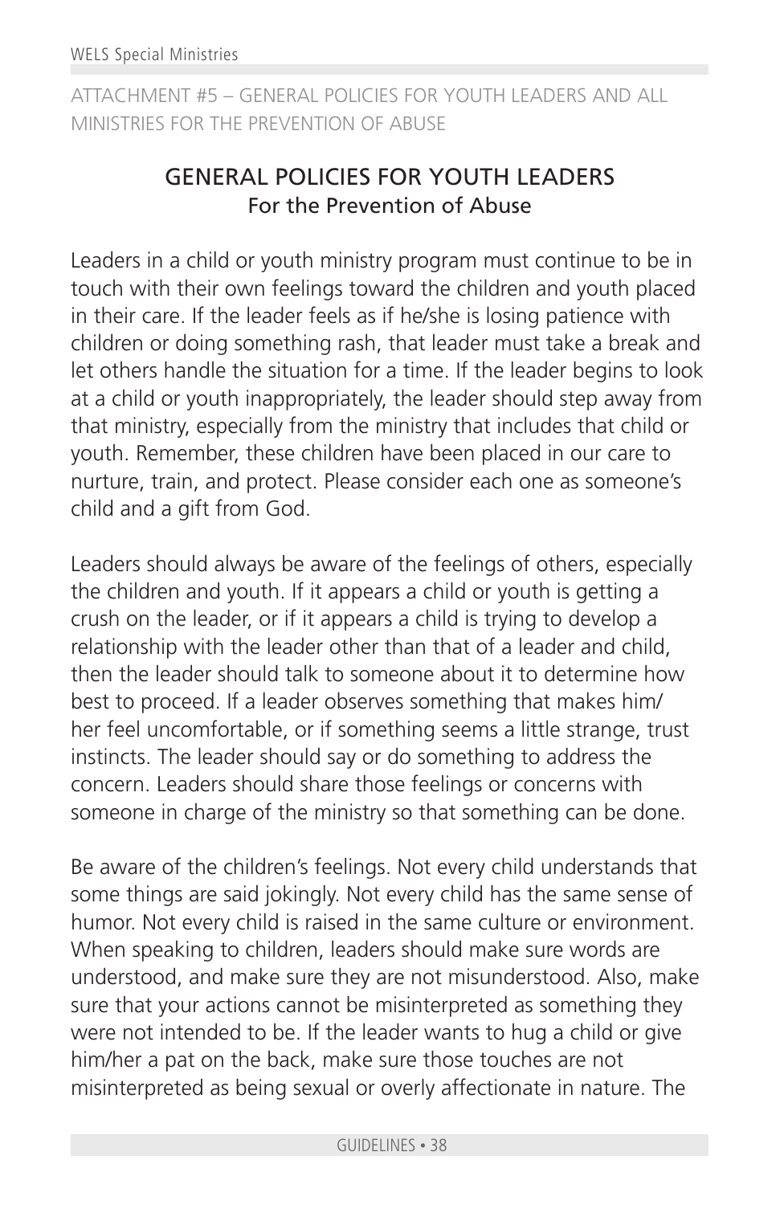ATTACHMENT #5 – GENERAL POLICIES FOR YOUTH LEADERS AND ALL MINISTRIES FOR THE PREVENTION OF ABUSE

## GENERAL POLICIES FOR YOUTH LEADERS
### For the Prevention of Abuse

Leaders in a child or youth ministry program must continue to be in touch with their own feelings toward the children and youth placed in their care. If the leader feels as if he/she is losing patience with children or doing something rash, that leader must take a break and let others handle the situation for a time. If the leader begins to look at a child or youth inappropriately, the leader should step away from that ministry, especially from the ministry that includes that child or youth. Remember, these children have been placed in our care to nurture, train, and protect. Please consider each one as someone's child and a gift from God.

Leaders should always be aware of the feelings of others, especially the children and youth. If it appears a child or youth is getting a crush on the leader, or if it appears a child is trying to develop a relationship with the leader other than that of a leader and child, then the leader should talk to someone about it to determine how best to proceed. If a leader observes something that makes him/her feel uncomfortable, or if something seems a little strange, trust instincts. The leader should say or do something to address the concern. Leaders should share those feelings or concerns with someone in charge of the ministry so that something can be done.

Be aware of the children's feelings. Not every child understands that some things are said jokingly. Not every child has the same sense of humor. Not every child is raised in the same culture or environment. When speaking to children, leaders should make sure words are understood, and make sure they are not misunderstood. Also, make sure that your actions cannot be misinterpreted as something they were not intended to be. If the leader wants to hug a child or give him/her a pat on the back, make sure those touches are not misinterpreted as being sexual or overly affectionate in nature. The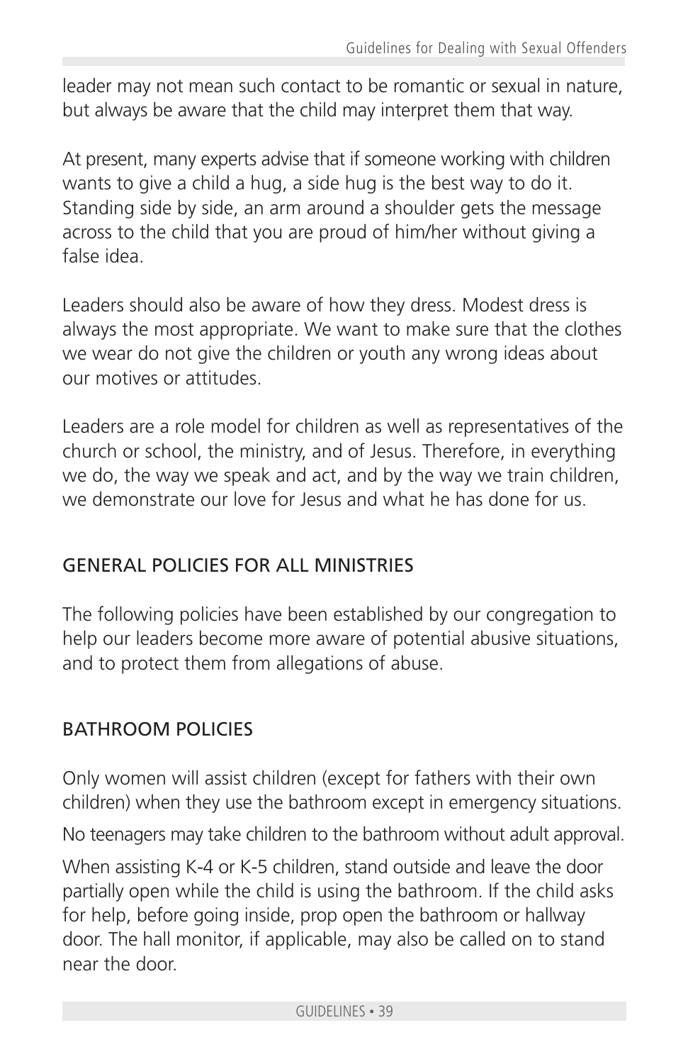leader may not mean such contact to be romantic or sexual in nature, but always be aware that the child may interpret them that way.

At present, many experts advise that if someone working with children wants to give a child a hug, a side hug is the best way to do it. Standing side by side, an arm around a shoulder gets the message across to the child that you are proud of him/her without giving a false idea.

Leaders should also be aware of how they dress. Modest dress is always the most appropriate. We want to make sure that the clothes we wear do not give the children or youth any wrong ideas about our motives or attitudes.

Leaders are a role model for children as well as representatives of the church or school, the ministry, and of Jesus. Therefore, in everything we do, the way we speak and act, and by the way we train children, we demonstrate our love for Jesus and what he has done for us.

## GENERAL POLICIES FOR ALL MINISTRIES

The following policies have been established by our congregation to help our leaders become more aware of potential abusive situations, and to protect them from allegations of abuse.

## BATHROOM POLICIES

Only women will assist children (except for fathers with their own children) when they use the bathroom except in emergency situations.

No teenagers may take children to the bathroom without adult approval.

When assisting K-4 or K-5 children, stand outside and leave the door partially open while the child is using the bathroom. If the child asks for help, before going inside, prop open the bathroom or hallway door. The hall monitor, if applicable, may also be called on to stand near the door.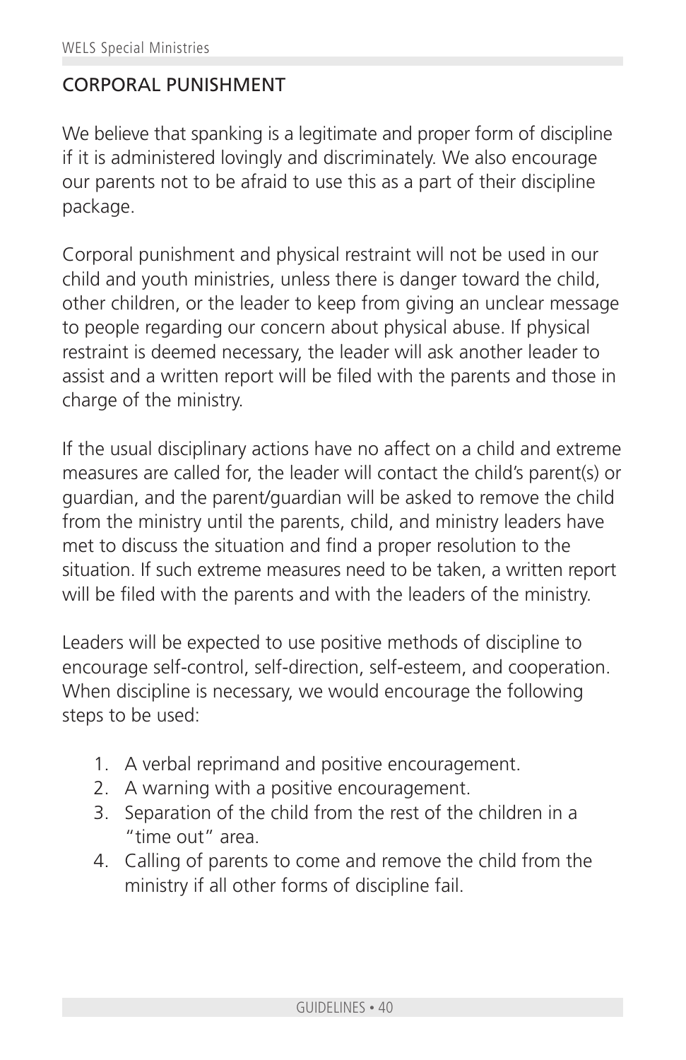## CORPORAL PUNISHMENT

We believe that spanking is a legitimate and proper form of discipline if it is administered lovingly and discriminately. We also encourage our parents not to be afraid to use this as a part of their discipline package.

Corporal punishment and physical restraint will not be used in our child and youth ministries, unless there is danger toward the child, other children, or the leader to keep from giving an unclear message to people regarding our concern about physical abuse. If physical restraint is deemed necessary, the leader will ask another leader to assist and a written report will be filed with the parents and those in charge of the ministry.

If the usual disciplinary actions have no affect on a child and extreme measures are called for, the leader will contact the child's parent(s) or guardian, and the parent/guardian will be asked to remove the child from the ministry until the parents, child, and ministry leaders have met to discuss the situation and find a proper resolution to the situation. If such extreme measures need to be taken, a written report will be filed with the parents and with the leaders of the ministry.

Leaders will be expected to use positive methods of discipline to encourage self-control, self-direction, self-esteem, and cooperation. When discipline is necessary, we would encourage the following steps to be used:

1. A verbal reprimand and positive encouragement.
2. A warning with a positive encouragement.
3. Separation of the child from the rest of the children in a "time out" area.
4. Calling of parents to come and remove the child from the ministry if all other forms of discipline fail.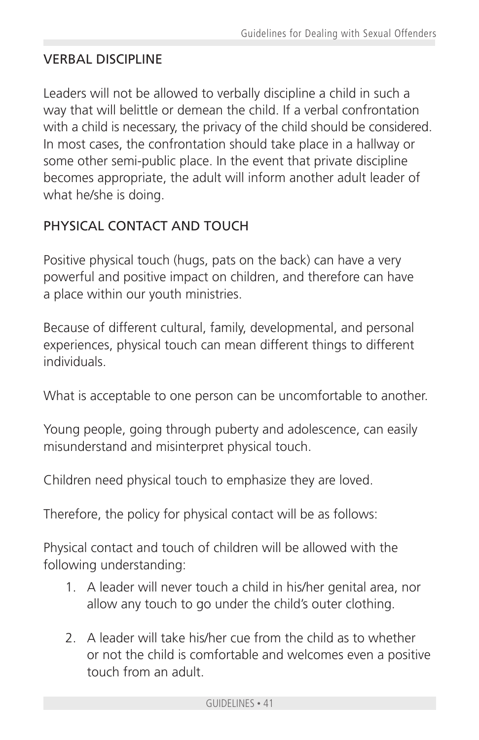## VERBAL DISCIPLINE

Leaders will not be allowed to verbally discipline a child in such a way that will belittle or demean the child. If a verbal confrontation with a child is necessary, the privacy of the child should be considered. In most cases, the confrontation should take place in a hallway or some other semi-public place. In the event that private discipline becomes appropriate, the adult will inform another adult leader of what he/she is doing.

## PHYSICAL CONTACT AND TOUCH

Positive physical touch (hugs, pats on the back) can have a very powerful and positive impact on children, and therefore can have a place within our youth ministries.

Because of different cultural, family, developmental, and personal experiences, physical touch can mean different things to different individuals.

What is acceptable to one person can be uncomfortable to another.

Young people, going through puberty and adolescence, can easily misunderstand and misinterpret physical touch.

Children need physical touch to emphasize they are loved.

Therefore, the policy for physical contact will be as follows:

Physical contact and touch of children will be allowed with the following understanding:

1. A leader will never touch a child in his/her genital area, nor allow any touch to go under the child's outer clothing.

2. A leader will take his/her cue from the child as to whether or not the child is comfortable and welcomes even a positive touch from an adult.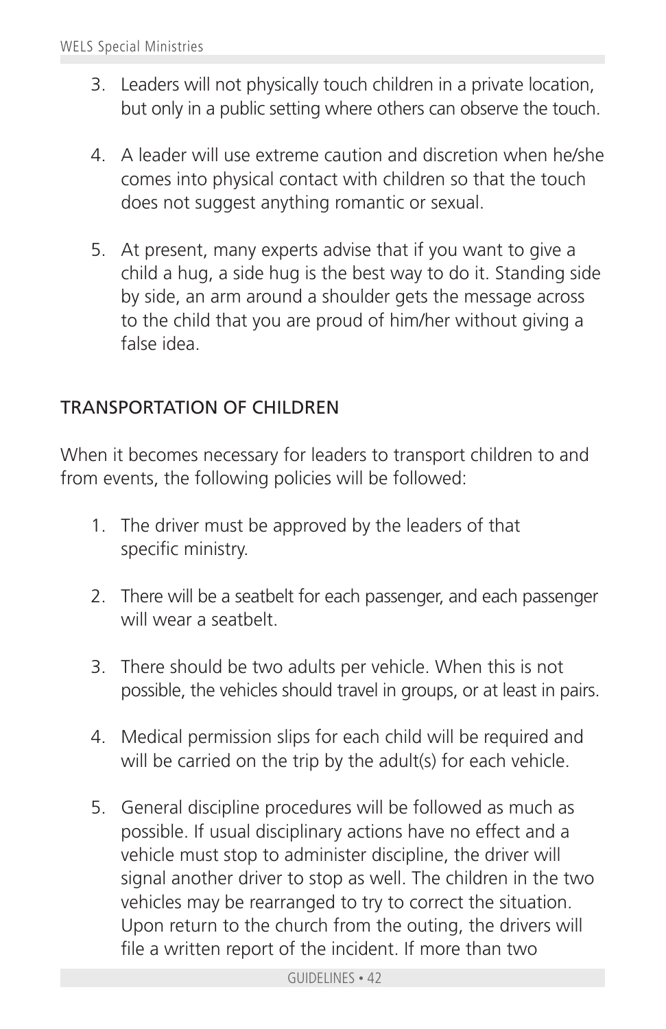3. Leaders will not physically touch children in a private location, but only in a public setting where others can observe the touch.

4. A leader will use extreme caution and discretion when he/she comes into physical contact with children so that the touch does not suggest anything romantic or sexual.

5. At present, many experts advise that if you want to give a child a hug, a side hug is the best way to do it. Standing side by side, an arm around a shoulder gets the message across to the child that you are proud of him/her without giving a false idea.

## TRANSPORTATION OF CHILDREN

When it becomes necessary for leaders to transport children to and from events, the following policies will be followed:

1. The driver must be approved by the leaders of that specific ministry.

2. There will be a seatbelt for each passenger, and each passenger will wear a seatbelt.

3. There should be two adults per vehicle. When this is not possible, the vehicles should travel in groups, or at least in pairs.

4. Medical permission slips for each child will be required and will be carried on the trip by the adult(s) for each vehicle.

5. General discipline procedures will be followed as much as possible. If usual disciplinary actions have no effect and a vehicle must stop to administer discipline, the driver will signal another driver to stop as well. The children in the two vehicles may be rearranged to try to correct the situation. Upon return to the church from the outing, the drivers will file a written report of the incident. If more than two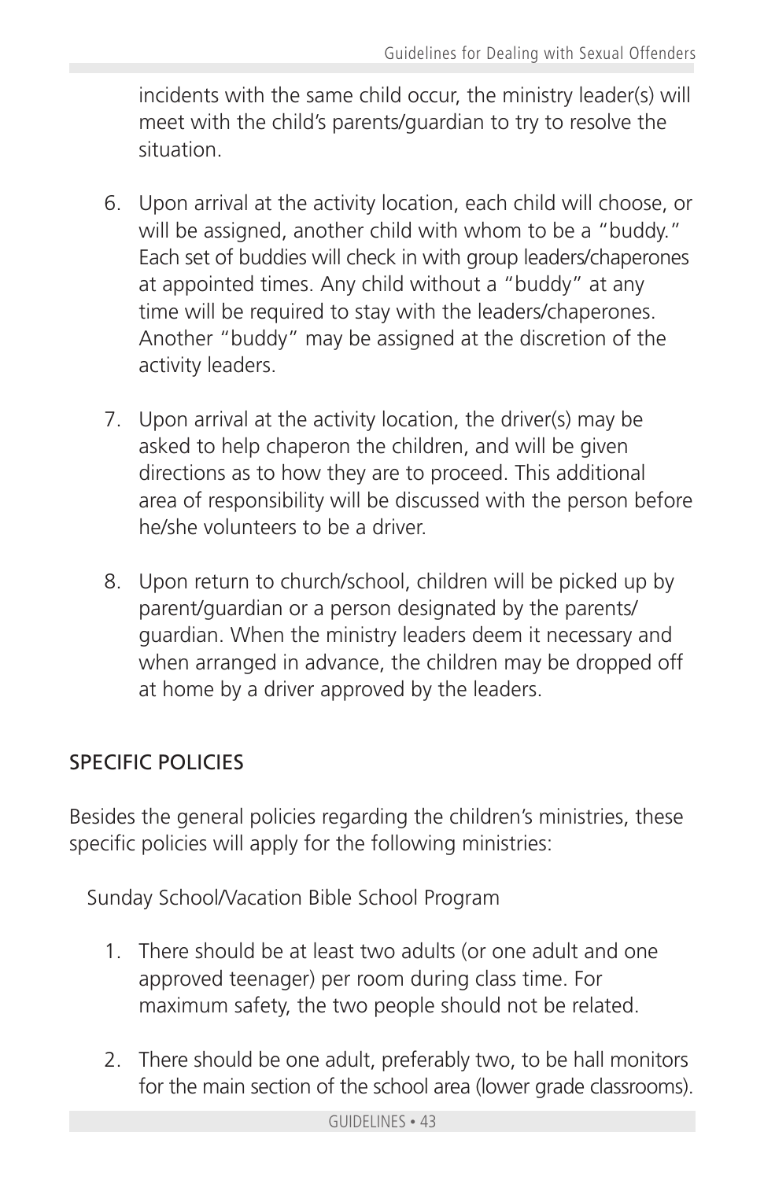incidents with the same child occur, the ministry leader(s) will meet with the child's parents/guardian to try to resolve the situation.

6. Upon arrival at the activity location, each child will choose, or will be assigned, another child with whom to be a "buddy." Each set of buddies will check in with group leaders/chaperones at appointed times. Any child without a "buddy" at any time will be required to stay with the leaders/chaperones. Another "buddy" may be assigned at the discretion of the activity leaders.

7. Upon arrival at the activity location, the driver(s) may be asked to help chaperon the children, and will be given directions as to how they are to proceed. This additional area of responsibility will be discussed with the person before he/she volunteers to be a driver.

8. Upon return to church/school, children will be picked up by parent/guardian or a person designated by the parents/guardian. When the ministry leaders deem it necessary and when arranged in advance, the children may be dropped off at home by a driver approved by the leaders.

## SPECIFIC POLICIES

Besides the general policies regarding the children's ministries, these specific policies will apply for the following ministries:

### Sunday School/Vacation Bible School Program

1. There should be at least two adults (or one adult and one approved teenager) per room during class time. For maximum safety, the two people should not be related.

2. There should be one adult, preferably two, to be hall monitors for the main section of the school area (lower grade classrooms).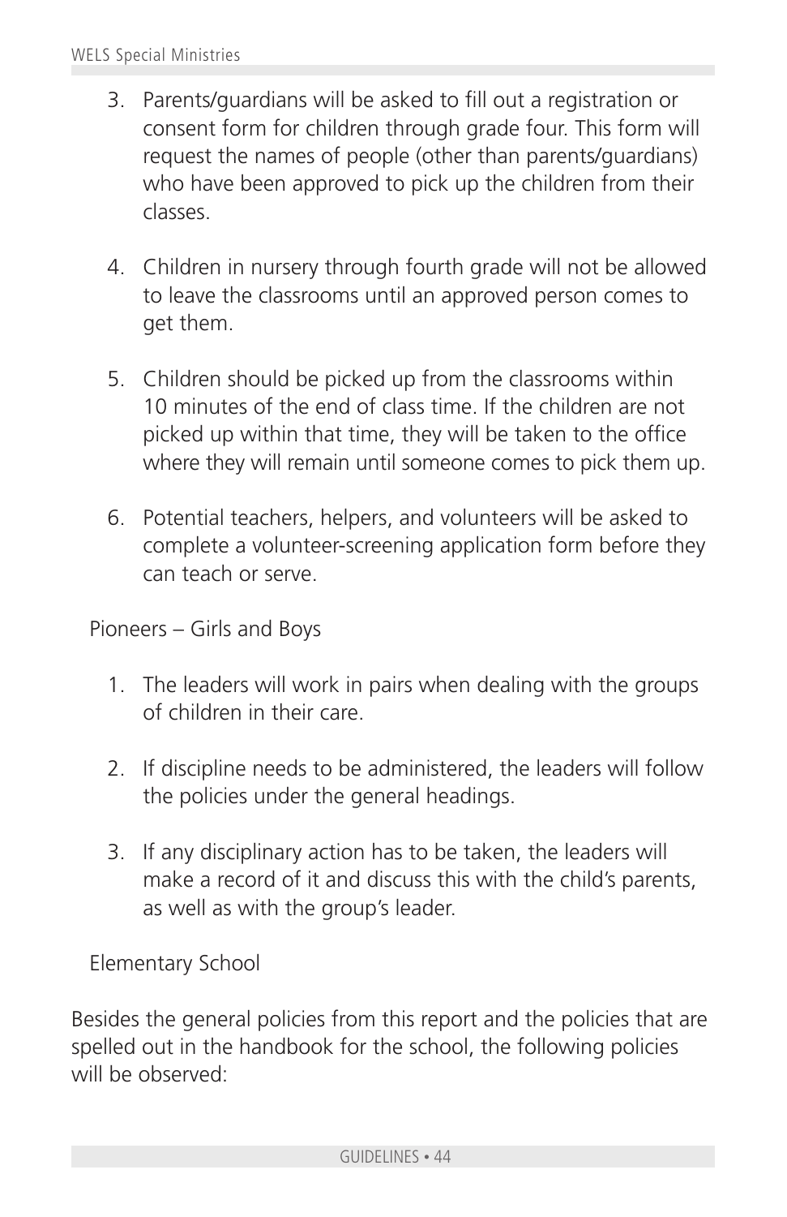3. Parents/guardians will be asked to fill out a registration or consent form for children through grade four. This form will request the names of people (other than parents/guardians) who have been approved to pick up the children from their classes.

4. Children in nursery through fourth grade will not be allowed to leave the classrooms until an approved person comes to get them.

5. Children should be picked up from the classrooms within 10 minutes of the end of class time. If the children are not picked up within that time, they will be taken to the office where they will remain until someone comes to pick them up.

6. Potential teachers, helpers, and volunteers will be asked to complete a volunteer-screening application form before they can teach or serve.

Pioneers – Girls and Boys

1. The leaders will work in pairs when dealing with the groups of children in their care.

2. If discipline needs to be administered, the leaders will follow the policies under the general headings.

3. If any disciplinary action has to be taken, the leaders will make a record of it and discuss this with the child's parents, as well as with the group's leader.

Elementary School

Besides the general policies from this report and the policies that are spelled out in the handbook for the school, the following policies will be observed: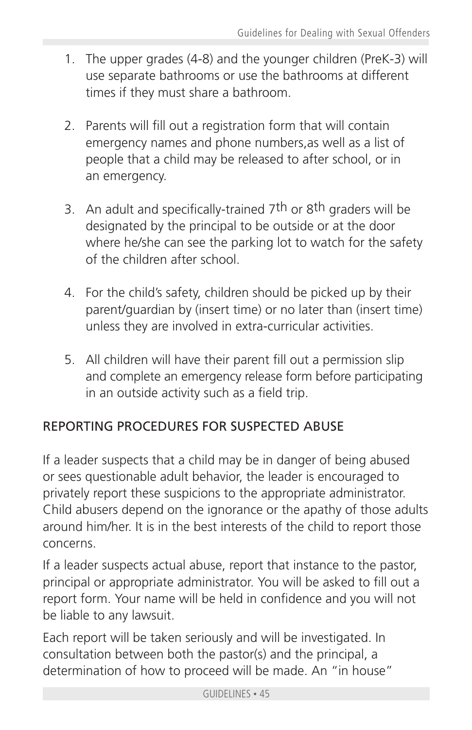1. The upper grades (4-8) and the younger children (PreK-3) will use separate bathrooms or use the bathrooms at different times if they must share a bathroom.

2. Parents will fill out a registration form that will contain emergency names and phone numbers,as well as a list of people that a child may be released to after school, or in an emergency.

3. An adult and specifically-trained 7th or 8th graders will be designated by the principal to be outside or at the door where he/she can see the parking lot to watch for the safety of the children after school.

4. For the child's safety, children should be picked up by their parent/guardian by (insert time) or no later than (insert time) unless they are involved in extra-curricular activities.

5. All children will have their parent fill out a permission slip and complete an emergency release form before participating in an outside activity such as a field trip.

## REPORTING PROCEDURES FOR SUSPECTED ABUSE

If a leader suspects that a child may be in danger of being abused or sees questionable adult behavior, the leader is encouraged to privately report these suspicions to the appropriate administrator. Child abusers depend on the ignorance or the apathy of those adults around him/her. It is in the best interests of the child to report those concerns.

If a leader suspects actual abuse, report that instance to the pastor, principal or appropriate administrator. You will be asked to fill out a report form. Your name will be held in confidence and you will not be liable to any lawsuit.

Each report will be taken seriously and will be investigated. In consultation between both the pastor(s) and the principal, a determination of how to proceed will be made. An "in house"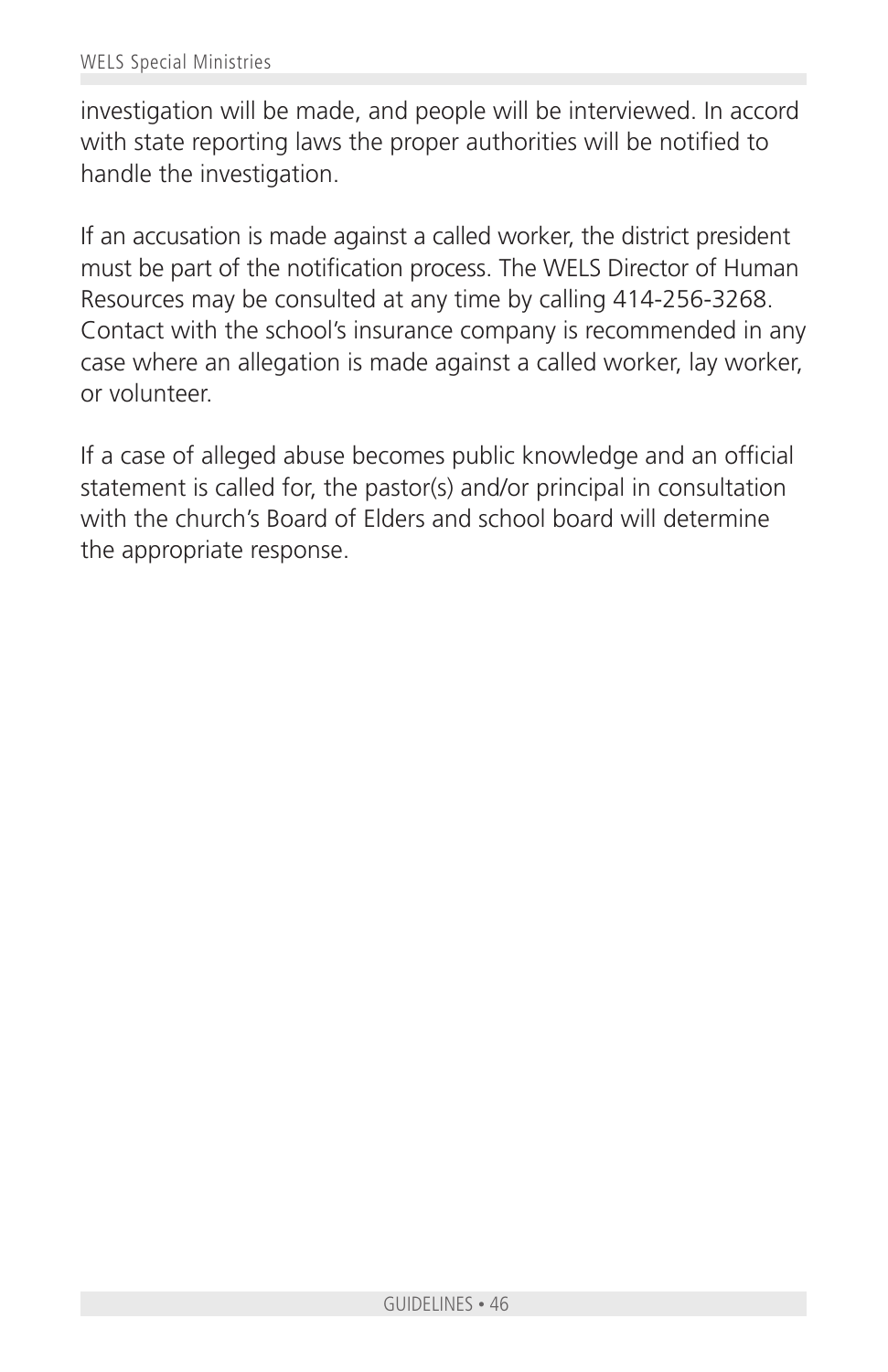investigation will be made, and people will be interviewed. In accord with state reporting laws the proper authorities will be notified to handle the investigation.

If an accusation is made against a called worker, the district president must be part of the notification process. The WELS Director of Human Resources may be consulted at any time by calling 414-256-3268. Contact with the school's insurance company is recommended in any case where an allegation is made against a called worker, lay worker, or volunteer.

If a case of alleged abuse becomes public knowledge and an official statement is called for, the pastor(s) and/or principal in consultation with the church's Board of Elders and school board will determine the appropriate response.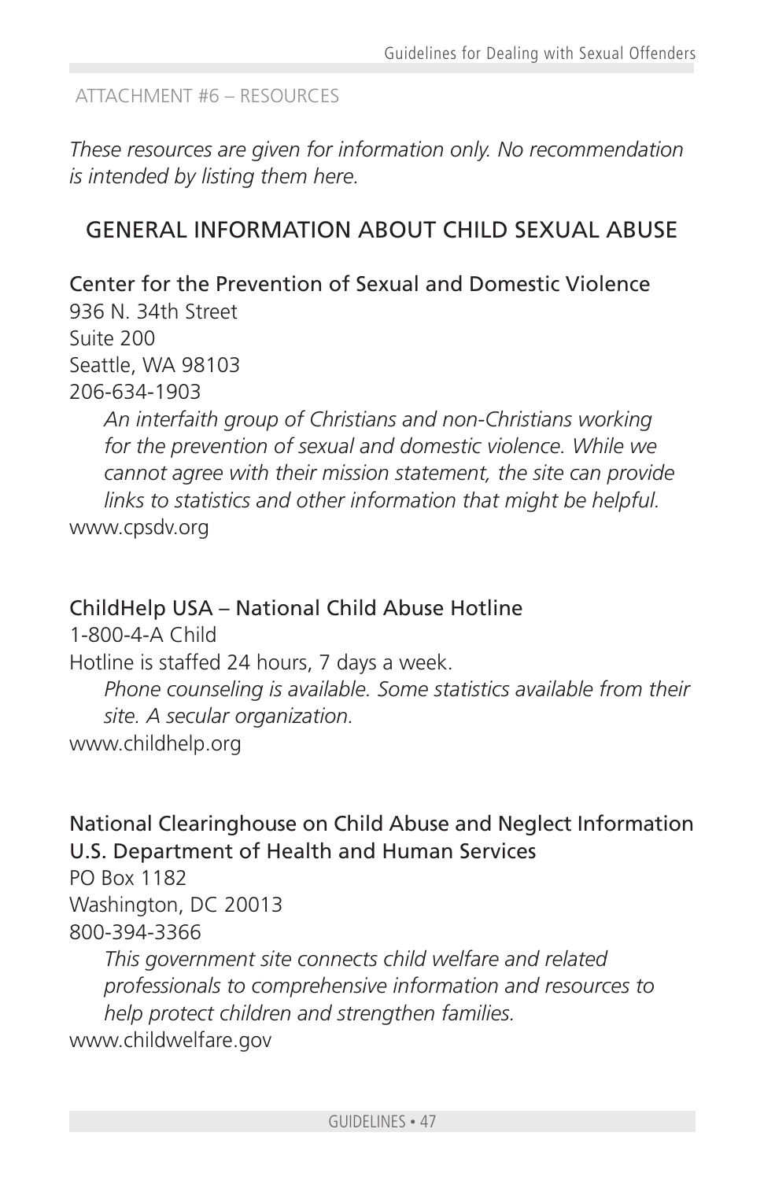ATTACHMENT #6 – RESOURCES

*These resources are given for information only. No recommendation is intended by listing them here.*

## GENERAL INFORMATION ABOUT CHILD SEXUAL ABUSE

### Center for the Prevention of Sexual and Domestic Violence

936 N. 34th Street
Suite 200
Seattle, WA 98103
206-634-1903

> *An interfaith group of Christians and non-Christians working for the prevention of sexual and domestic violence. While we cannot agree with their mission statement, the site can provide links to statistics and other information that might be helpful.*

www.cpsdv.org

### ChildHelp USA – National Child Abuse Hotline

1-800-4-A Child
Hotline is staffed 24 hours, 7 days a week.

> *Phone counseling is available. Some statistics available from their site. A secular organization.*

www.childhelp.org

### National Clearinghouse on Child Abuse and Neglect Information U.S. Department of Health and Human Services

PO Box 1182
Washington, DC 20013
800-394-3366

> *This government site connects child welfare and related professionals to comprehensive information and resources to help protect children and strengthen families.*

www.childwelfare.gov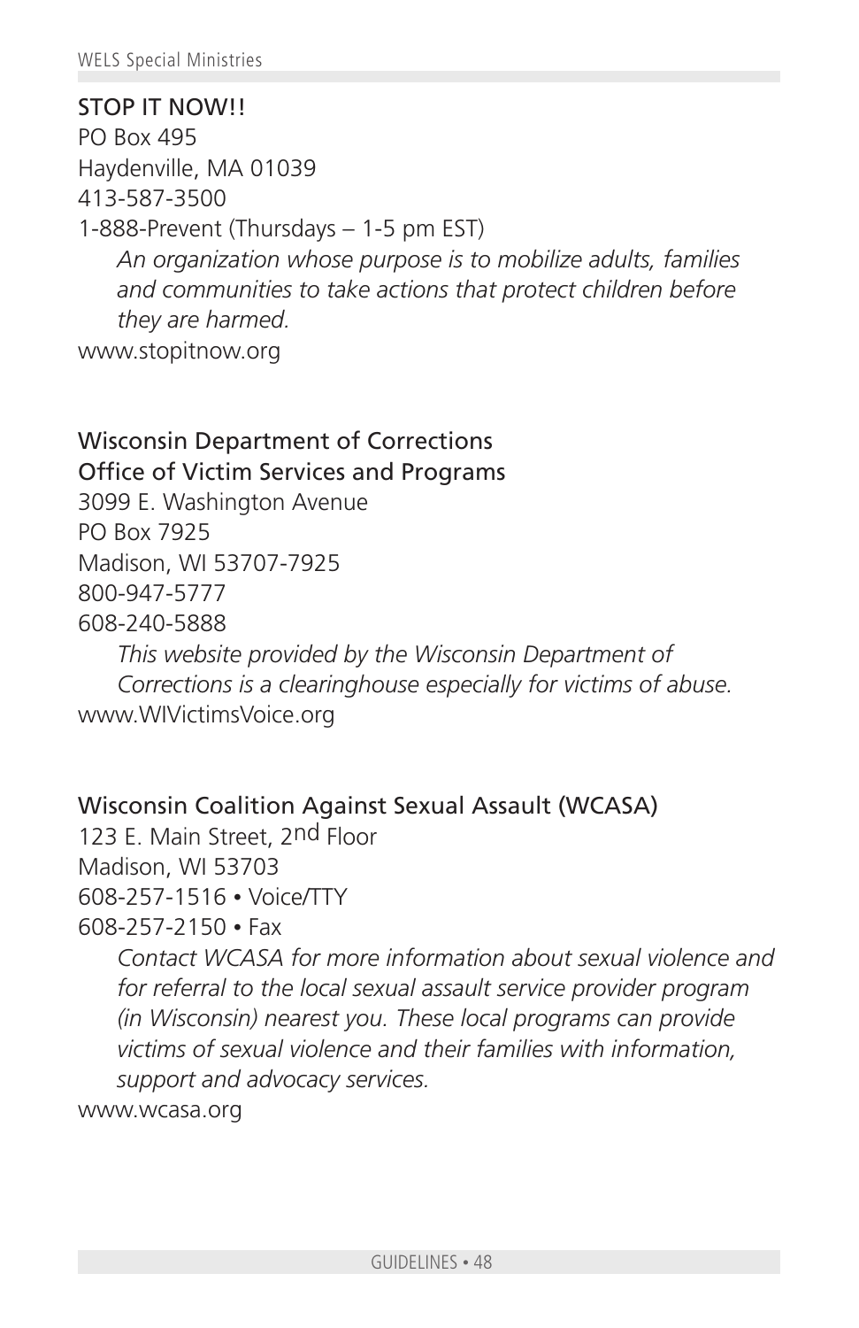STOP IT NOW!!
PO Box 495
Haydenville, MA 01039
413-587-3500
1-888-Prevent (Thursdays – 1-5 pm EST)

*An organization whose purpose is to mobilize adults, families and communities to take actions that protect children before they are harmed.*

www.stopitnow.org

Wisconsin Department of Corrections
Office of Victim Services and Programs
3099 E. Washington Avenue
PO Box 7925
Madison, WI 53707-7925
800-947-5777
608-240-5888

*This website provided by the Wisconsin Department of Corrections is a clearinghouse especially for victims of abuse.*

www.WIVictimsVoice.org

Wisconsin Coalition Against Sexual Assault (WCASA)
123 E. Main Street, 2nd Floor
Madison, WI 53703
608-257-1516 • Voice/TTY
608-257-2150 • Fax

*Contact WCASA for more information about sexual violence and for referral to the local sexual assault service provider program (in Wisconsin) nearest you. These local programs can provide victims of sexual violence and their families with information, support and advocacy services.*

www.wcasa.org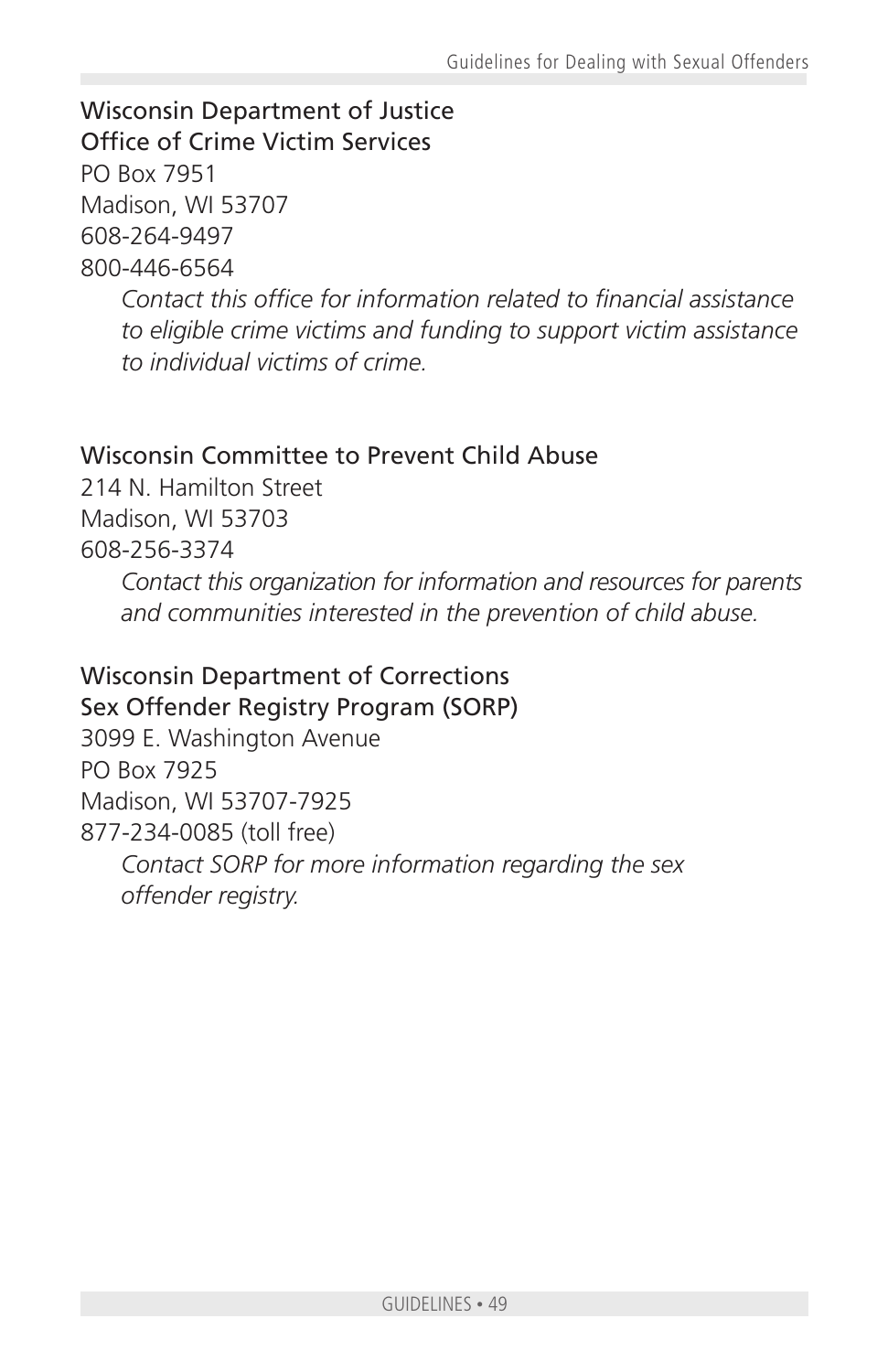Wisconsin Department of Justice
Office of Crime Victim Services
PO Box 7951
Madison, WI 53707
608-264-9497
800-446-6564

*Contact this office for information related to financial assistance to eligible crime victims and funding to support victim assistance to individual victims of crime.*

Wisconsin Committee to Prevent Child Abuse
214 N. Hamilton Street
Madison, WI 53703
608-256-3374

*Contact this organization for information and resources for parents and communities interested in the prevention of child abuse.*

Wisconsin Department of Corrections
Sex Offender Registry Program (SORP)
3099 E. Washington Avenue
PO Box 7925
Madison, WI 53707-7925
877-234-0085 (toll free)

*Contact SORP for more information regarding the sex offender registry.*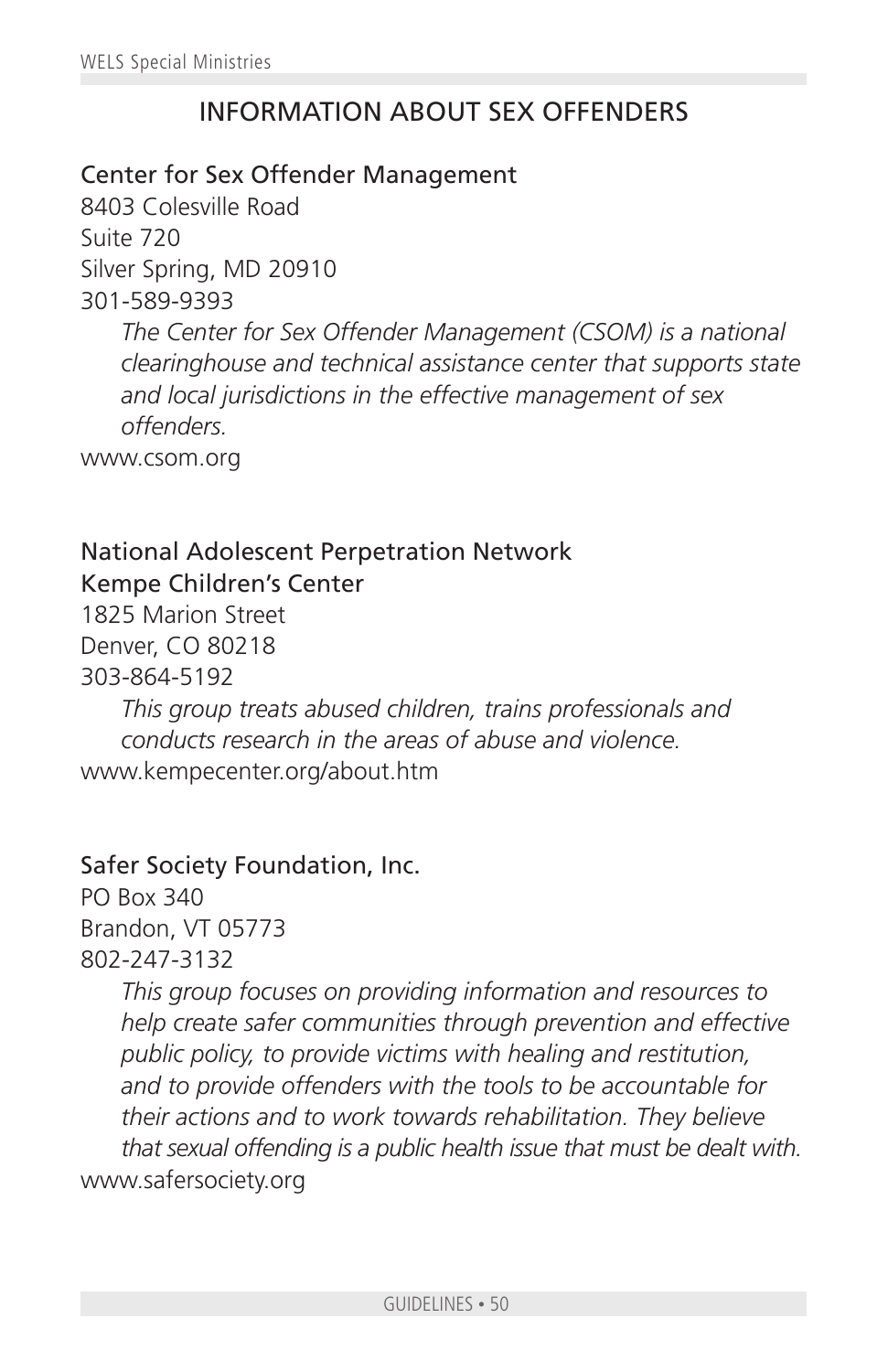## INFORMATION ABOUT SEX OFFENDERS

Center for Sex Offender Management
8403 Colesville Road
Suite 720
Silver Spring, MD 20910
301-589-9393

*The Center for Sex Offender Management (CSOM) is a national clearinghouse and technical assistance center that supports state and local jurisdictions in the effective management of sex offenders.*

www.csom.org

National Adolescent Perpetration Network
Kempe Children's Center
1825 Marion Street
Denver, CO 80218
303-864-5192

*This group treats abused children, trains professionals and conducts research in the areas of abuse and violence.*

www.kempecenter.org/about.htm

Safer Society Foundation, Inc.
PO Box 340
Brandon, VT 05773
802-247-3132

*This group focuses on providing information and resources to help create safer communities through prevention and effective public policy, to provide victims with healing and restitution, and to provide offenders with the tools to be accountable for their actions and to work towards rehabilitation. They believe that sexual offending is a public health issue that must be dealt with.*

www.safersociety.org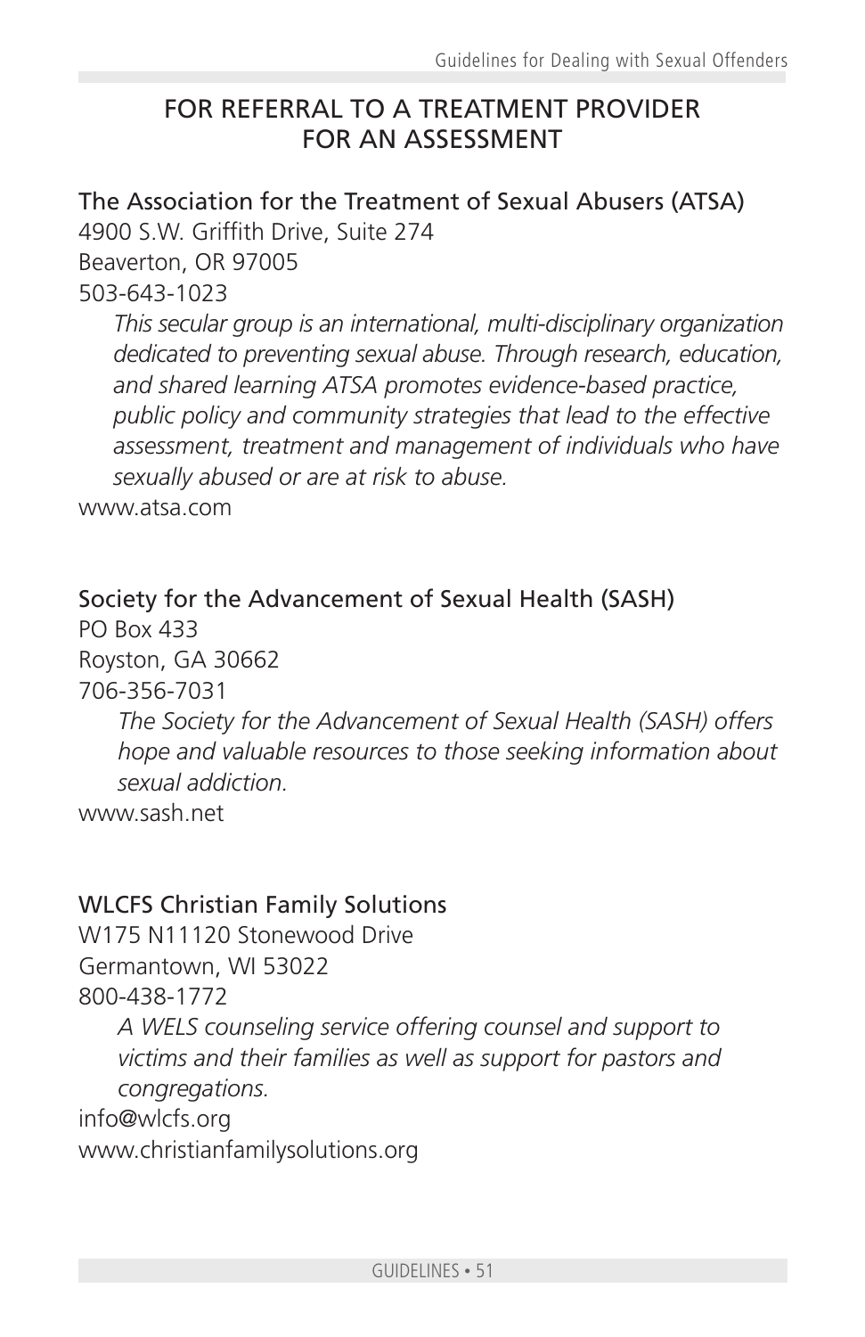## FOR REFERRAL TO A TREATMENT PROVIDER FOR AN ASSESSMENT

The Association for the Treatment of Sexual Abusers (ATSA)
4900 S.W. Griffith Drive, Suite 274
Beaverton, OR 97005
503-643-1023

*This secular group is an international, multi-disciplinary organization dedicated to preventing sexual abuse. Through research, education, and shared learning ATSA promotes evidence-based practice, public policy and community strategies that lead to the effective assessment, treatment and management of individuals who have sexually abused or are at risk to abuse.*

www.atsa.com

Society for the Advancement of Sexual Health (SASH)
PO Box 433
Royston, GA 30662
706-356-7031

*The Society for the Advancement of Sexual Health (SASH) offers hope and valuable resources to those seeking information about sexual addiction.*

www.sash.net

WLCFS Christian Family Solutions
W175 N11120 Stonewood Drive
Germantown, WI 53022
800-438-1772

*A WELS counseling service offering counsel and support to victims and their families as well as support for pastors and congregations.*

info@wlcfs.org
www.christianfamilysolutions.org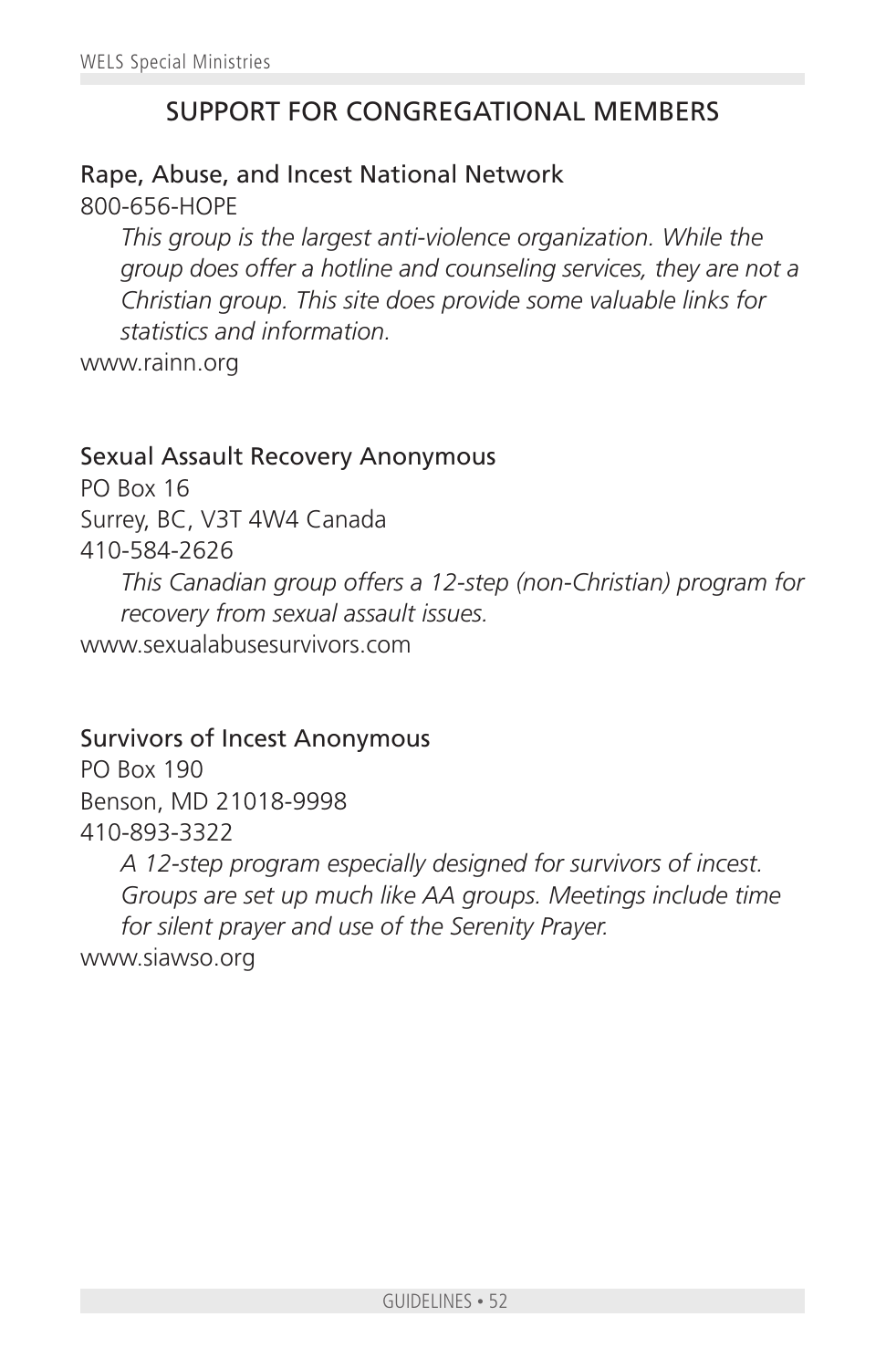## SUPPORT FOR CONGREGATIONAL MEMBERS

### Rape, Abuse, and Incest National Network

800-656-HOPE

*This group is the largest anti-violence organization. While the group does offer a hotline and counseling services, they are not a Christian group. This site does provide some valuable links for statistics and information.*

www.rainn.org

### Sexual Assault Recovery Anonymous

PO Box 16
Surrey, BC, V3T 4W4 Canada
410-584-2626

*This Canadian group offers a 12-step (non-Christian) program for recovery from sexual assault issues.*

www.sexualabusesurvivors.com

### Survivors of Incest Anonymous

PO Box 190
Benson, MD 21018-9998
410-893-3322

*A 12-step program especially designed for survivors of incest. Groups are set up much like AA groups. Meetings include time for silent prayer and use of the Serenity Prayer.*

www.siawso.org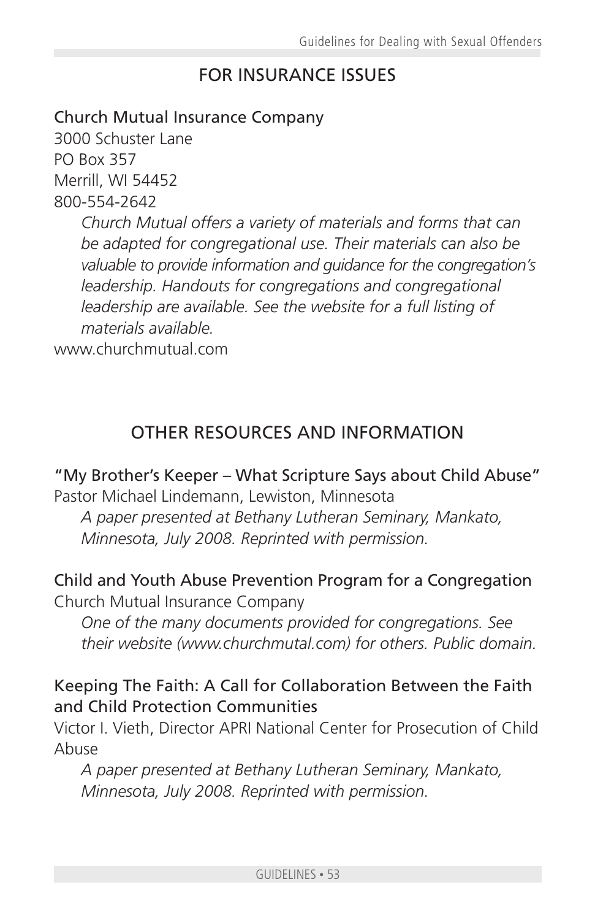## FOR INSURANCE ISSUES

Church Mutual Insurance Company
3000 Schuster Lane
PO Box 357
Merrill, WI 54452
800-554-2642

*Church Mutual offers a variety of materials and forms that can be adapted for congregational use. Their materials can also be valuable to provide information and guidance for the congregation's leadership. Handouts for congregations and congregational leadership are available. See the website for a full listing of materials available.*

www.churchmutual.com

## OTHER RESOURCES AND INFORMATION

"My Brother's Keeper – What Scripture Says about Child Abuse"
Pastor Michael Lindemann, Lewiston, Minnesota

*A paper presented at Bethany Lutheran Seminary, Mankato, Minnesota, July 2008. Reprinted with permission.*

Child and Youth Abuse Prevention Program for a Congregation
Church Mutual Insurance Company

*One of the many documents provided for congregations. See their website (www.churchmutal.com) for others. Public domain.*

Keeping The Faith: A Call for Collaboration Between the Faith and Child Protection Communities
Victor I. Vieth, Director APRI National Center for Prosecution of Child Abuse

*A paper presented at Bethany Lutheran Seminary, Mankato, Minnesota, July 2008. Reprinted with permission.*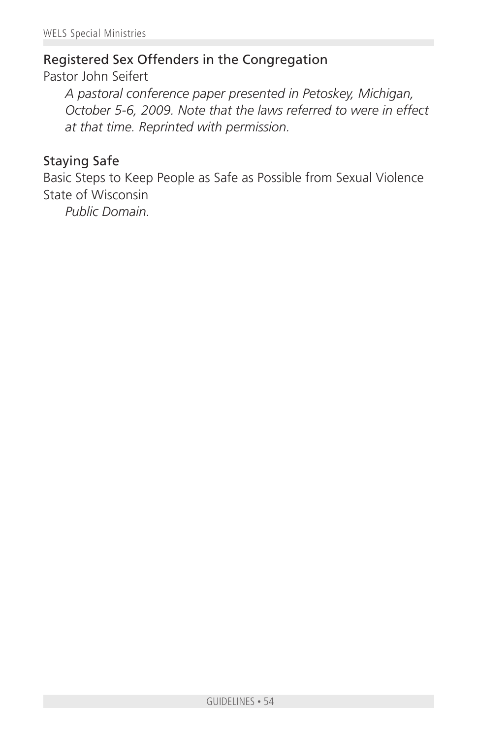### Registered Sex Offenders in the Congregation

Pastor John Seifert

*A pastoral conference paper presented in Petoskey, Michigan, October 5-6, 2009. Note that the laws referred to were in effect at that time. Reprinted with permission.*

### Staying Safe

Basic Steps to Keep People as Safe as Possible from Sexual Violence

State of Wisconsin

*Public Domain.*